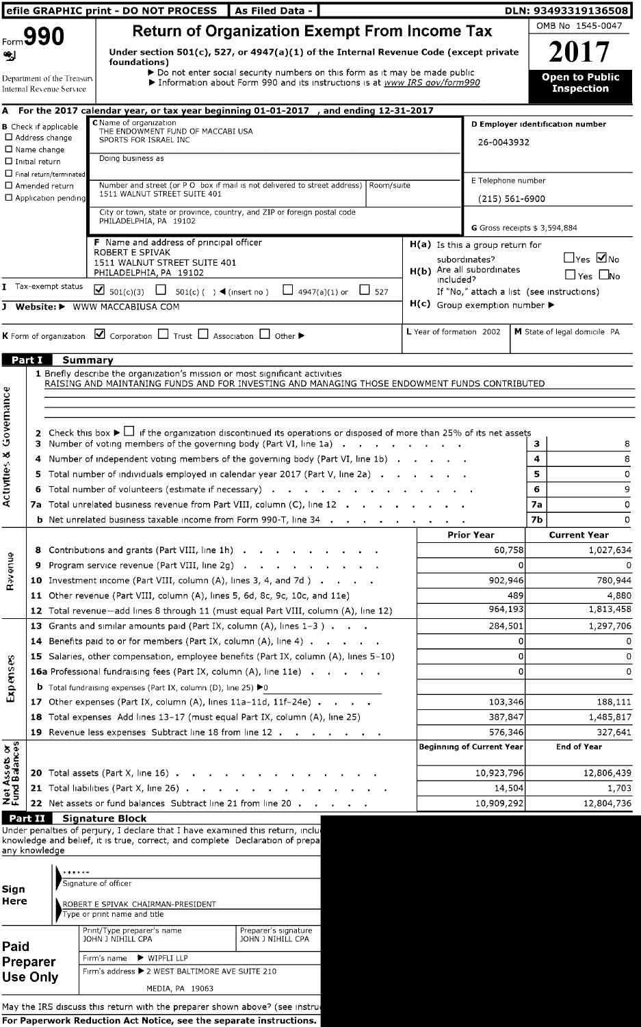efile GRAPHIC print - DO NOT PROCESS | As Filed Data - | DLN: 93493319136508

Form **990**

# Return of Organization Exempt From Income Tax

OMB No 1545-0047

**2017**

**Open to Public Inspection**

Under section 501(c), 527, or 4947(a)(1) of the Internal Revenue Code (except private foundations)

▶ Do not enter social security numbers on this form as it may be made public

▶ Information about Form 990 and its instructions is at www IRS gov/form990

Department of the Treasury
Internal Revenue Service

**A** For the 2017 calendar year, or tax year beginning 01-01-2017 , and ending 12-31-2017

**B** Check if applicable
- ☐ Address change
- ☐ Name change
- ☐ Initial return
- ☐ Final return/terminated
- ☐ Amended return
- ☐ Application pending

**C** Name of organization
THE ENDOWMENT FUND OF MACCABI USA SPORTS FOR ISRAEL INC

Doing business as

Number and street (or P O box if mail is not delivered to street address) Room/suite
1511 WALNUT STREET SUITE 401

City or town, state or province, country, and ZIP or foreign postal code
PHILADELPHIA, PA 19102

**D Employer identification number**
26-0043932

E Telephone number
(215) 561-6900

G Gross receipts $ 3,594,884

**F** Name and address of principal officer
ROBERT E SPIVAK
1511 WALNUT STREET SUITE 401
PHILADELPHIA, PA 19102

**H(a)** Is this a group return for subordinates? ☐ Yes ☑ No

**H(b)** Are all subordinates included? ☐ Yes ☐ No
If "No," attach a list (see instructions)

**H(c)** Group exemption number ▶

**I** Tax-exempt status ☑ 501(c)(3) ☐ 501(c) ( ) ◀ (insert no ) ☐ 4947(a)(1) or ☐ 527

**J** Website: ▶ WWW MACCABIUSA COM

**K** Form of organization ☑ Corporation ☐ Trust ☐ Association ☐ Other ▶

**L** Year of formation 2002

**M** State of legal domicile PA

## Part I Summary

**Activities & Governance**

1 Briefly describe the organization's mission or most significant activities
RAISING AND MAINTANING FUNDS AND FOR INVESTING AND MANAGING THOSE ENDOWMENT FUNDS CONTRIBUTED

2 Check this box ▶ ☐ if the organization discontinued its operations or disposed of more than 25% of its net assets

| | | | |
|---|---|---|---|
| 3 | Number of voting members of the governing body (Part VI, line 1a) | 3 | 8 |
| 4 | Number of independent voting members of the governing body (Part VI, line 1b) | 4 | 8 |
| 5 | Total number of individuals employed in calendar year 2017 (Part V, line 2a) | 5 | 0 |
| 6 | Total number of volunteers (estimate if necessary) | 6 | 9 |
| 7a | Total unrelated business revenue from Part VIII, column (C), line 12 | 7a | 0 |
| b | Net unrelated business taxable income from Form 990-T, line 34 | 7b | 0 |

| | | Prior Year | Current Year |
|---|---|---|---|
| **Revenue** | | | |
| 8 | Contributions and grants (Part VIII, line 1h) | 60,758 | 1,027,634 |
| 9 | Program service revenue (Part VIII, line 2g) | 0 | 0 |
| 10 | Investment income (Part VIII, column (A), lines 3, 4, and 7d ) | 902,946 | 780,944 |
| 11 | Other revenue (Part VIII, column (A), lines 5, 6d, 8c, 9c, 10c, and 11e) | 489 | 4,880 |
| 12 | Total revenue—add lines 8 through 11 (must equal Part VIII, column (A), line 12) | 964,193 | 1,813,458 |
| **Expenses** | | | |
| 13 | Grants and similar amounts paid (Part IX, column (A), lines 1–3 ) | 284,501 | 1,297,706 |
| 14 | Benefits paid to or for members (Part IX, column (A), line 4) | 0 | 0 |
| 15 | Salaries, other compensation, employee benefits (Part IX, column (A), lines 5–10) | 0 | 0 |
| 16a | Professional fundraising fees (Part IX, column (A), line 11e) | 0 | 0 |
| b | Total fundraising expenses (Part IX, column (D), line 25) ▶0 | | |
| 17 | Other expenses (Part IX, column (A), lines 11a–11d, 11f–24e) | 103,346 | 188,111 |
| 18 | Total expenses Add lines 13–17 (must equal Part IX, column (A), line 25) | 387,847 | 1,485,817 |
| 19 | Revenue less expenses Subtract line 18 from line 12 | 576,346 | 327,641 |

| **Net Assets or Fund Balances** | | Beginning of Current Year | End of Year |
|---|---|---|---|
| 20 | Total assets (Part X, line 16) | 10,923,796 | 12,806,439 |
| 21 | Total liabilities (Part X, line 26) | 14,504 | 1,703 |
| 22 | Net assets or fund balances Subtract line 21 from line 20 | 10,909,292 | 12,804,736 |

## Part II Signature Block

Under penalties of perjury, I declare that I have examined this return, inclu knowledge and belief, it is true, correct, and complete Declaration of prepa any knowledge

**Sign Here**

\*\*\*\*\*\*
Signature of officer

ROBERT E SPIVAK CHAIRMAN-PRESIDENT
Type or print name and title

**Paid Preparer Use Only**

| Print/Type preparer's name | Preparer's signature |
|---|---|
| JOHN J NIHILL CPA | JOHN J NIHILL CPA |

Firm's name ▶ WIPFLI LLP

Firm's address ▶ 2 WEST BALTIMORE AVE SUITE 210
MEDIA, PA 19063

May the IRS discuss this return with the preparer shown above? (see instru

**For Paperwork Reduction Act Notice, see the separate instructions.**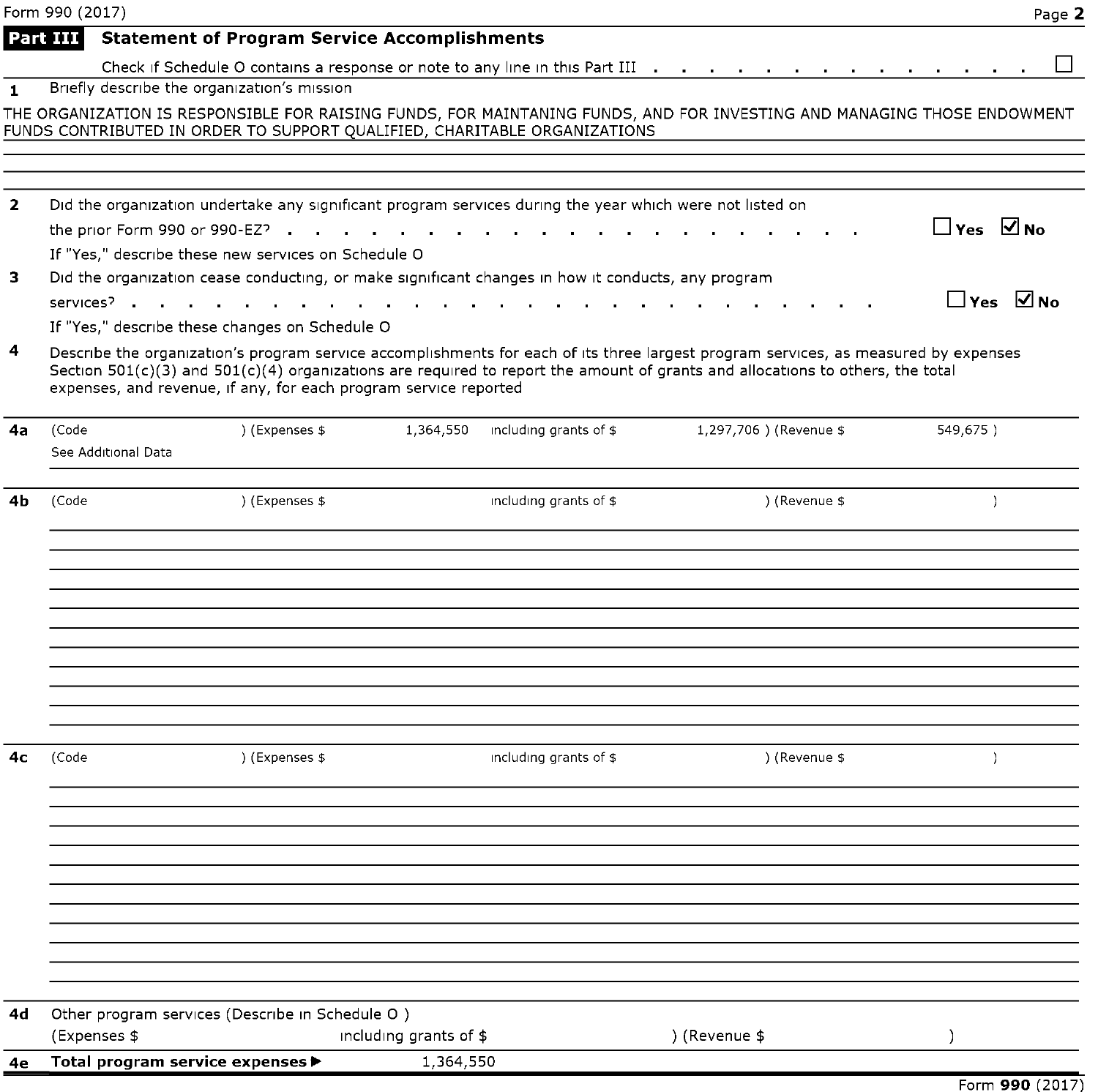Form 990 (2017)

## Part III Statement of Program Service Accomplishments

Check if Schedule O contains a response or note to any line in this Part III . . . . . . . . . . . . . . . . ☐

**1** Briefly describe the organization's mission

THE ORGANIZATION IS RESPONSIBLE FOR RAISING FUNDS, FOR MAINTANING FUNDS, AND FOR INVESTING AND MANAGING THOSE ENDOWMENT FUNDS CONTRIBUTED IN ORDER TO SUPPORT QUALIFIED, CHARITABLE ORGANIZATIONS

**2** Did the organization undertake any significant program services during the year which were not listed on the prior Form 990 or 990-EZ? . . . . . . . . . . . . . . . . . . . . . ☐ Yes ☑ No

If "Yes," describe these new services on Schedule O

**3** Did the organization cease conducting, or make significant changes in how it conducts, any program services? . . . . . . . . . . . . . . . . . . . . . . . . . ☐ Yes ☑ No

If "Yes," describe these changes on Schedule O

**4** Describe the organization's program service accomplishments for each of its three largest program services, as measured by expenses Section 501(c)(3) and 501(c)(4) organizations are required to report the amount of grants and allocations to others, the total expenses, and revenue, if any, for each program service reported

**4a** (Code ) (Expenses $ 1,364,550 including grants of $ 1,297,706 ) (Revenue $ 549,675 )

See Additional Data

**4b** (Code ) (Expenses $ including grants of $ ) (Revenue $ )

**4c** (Code ) (Expenses $ including grants of $ ) (Revenue $ )

**4d** Other program services (Describe in Schedule O )

(Expenses $ including grants of $ ) (Revenue $ )

**4e Total program service expenses ▶** 1,364,550

Form **990** (2017)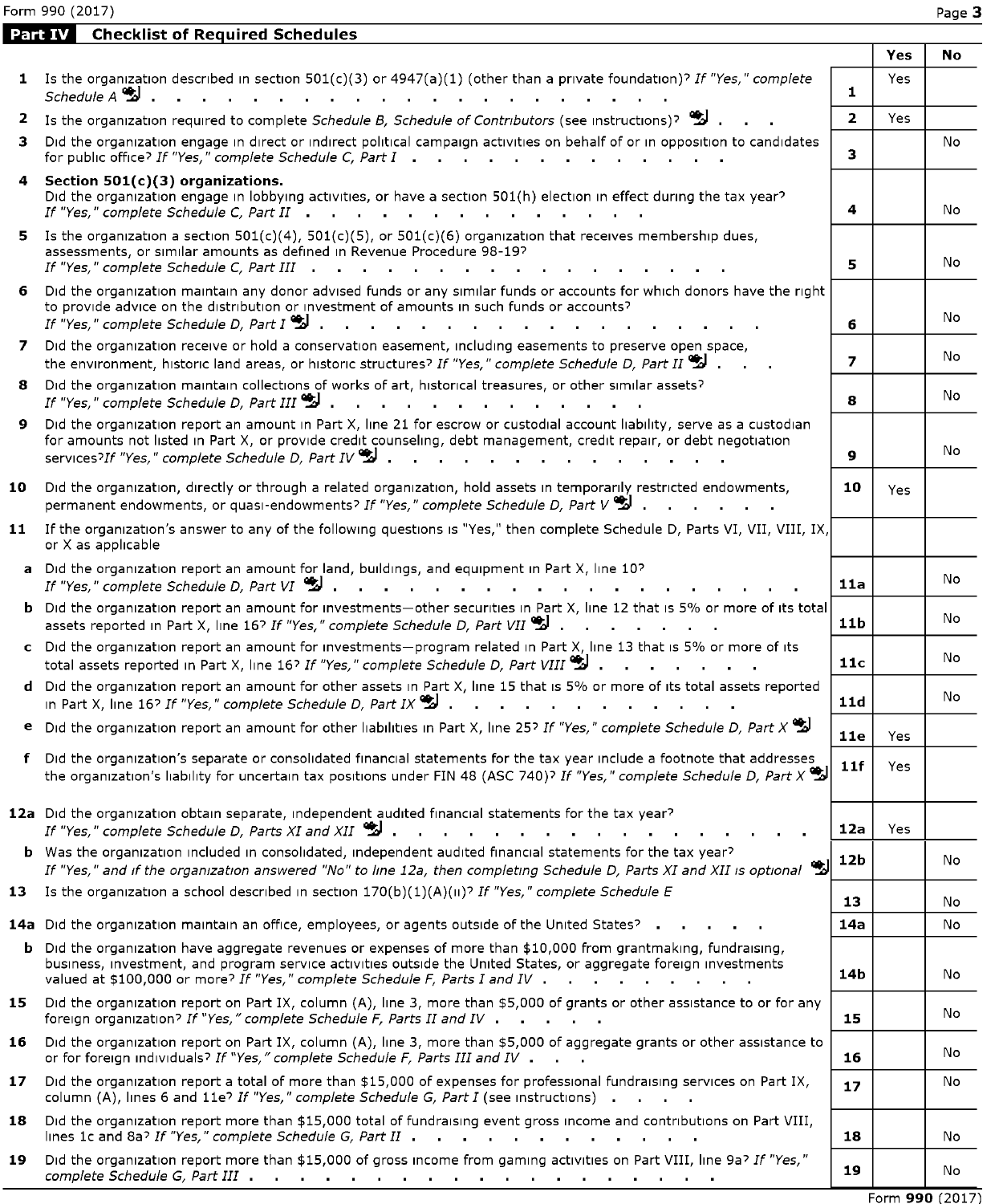Form 990 (2017)

## Part IV Checklist of Required Schedules

| | | | Yes | No |
|---|---|---|---|---|
| **1** | Is the organization described in section 501(c)(3) or 4947(a)(1) (other than a private foundation)? *If "Yes," complete Schedule A* | 1 | Yes | |
| **2** | Is the organization required to complete *Schedule B, Schedule of Contributors* (see instructions)? | 2 | Yes | |
| **3** | Did the organization engage in direct or indirect political campaign activities on behalf of or in opposition to candidates for public office? *If "Yes," complete Schedule C, Part I* | 3 | | No |
| **4** | **Section 501(c)(3) organizations.** Did the organization engage in lobbying activities, or have a section 501(h) election in effect during the tax year? *If "Yes," complete Schedule C, Part II* | 4 | | No |
| **5** | Is the organization a section 501(c)(4), 501(c)(5), or 501(c)(6) organization that receives membership dues, assessments, or similar amounts as defined in Revenue Procedure 98-19? *If "Yes," complete Schedule C, Part III* | 5 | | No |
| **6** | Did the organization maintain any donor advised funds or any similar funds or accounts for which donors have the right to provide advice on the distribution or investment of amounts in such funds or accounts? *If "Yes," complete Schedule D, Part I* | 6 | | No |
| **7** | Did the organization receive or hold a conservation easement, including easements to preserve open space, the environment, historic land areas, or historic structures? *If "Yes," complete Schedule D, Part II* | 7 | | No |
| **8** | Did the organization maintain collections of works of art, historical treasures, or other similar assets? *If "Yes," complete Schedule D, Part III* | 8 | | No |
| **9** | Did the organization report an amount in Part X, line 21 for escrow or custodial account liability, serve as a custodian for amounts not listed in Part X, or provide credit counseling, debt management, credit repair, or debt negotiation services?*If "Yes," complete Schedule D, Part IV* | 9 | | No |
| **10** | Did the organization, directly or through a related organization, hold assets in temporarily restricted endowments, permanent endowments, or quasi-endowments? *If "Yes," complete Schedule D, Part V* | 10 | Yes | |
| **11** | If the organization's answer to any of the following questions is "Yes," then complete Schedule D, Parts VI, VII, VIII, IX, or X as applicable | | | |
| **a** | Did the organization report an amount for land, buildings, and equipment in Part X, line 10? *If "Yes," complete Schedule D, Part VI* | 11a | | No |
| **b** | Did the organization report an amount for investments—other securities in Part X, line 12 that is 5% or more of its total assets reported in Part X, line 16? *If "Yes," complete Schedule D, Part VII* | 11b | | No |
| **c** | Did the organization report an amount for investments—program related in Part X, line 13 that is 5% or more of its total assets reported in Part X, line 16? *If "Yes," complete Schedule D, Part VIII* | 11c | | No |
| **d** | Did the organization report an amount for other assets in Part X, line 15 that is 5% or more of its total assets reported in Part X, line 16? *If "Yes," complete Schedule D, Part IX* | 11d | | No |
| **e** | Did the organization report an amount for other liabilities in Part X, line 25? *If "Yes," complete Schedule D, Part X* | 11e | Yes | |
| **f** | Did the organization's separate or consolidated financial statements for the tax year include a footnote that addresses the organization's liability for uncertain tax positions under FIN 48 (ASC 740)? *If "Yes," complete Schedule D, Part X* | 11f | Yes | |
| **12a** | Did the organization obtain separate, independent audited financial statements for the tax year? *If "Yes," complete Schedule D, Parts XI and XII* | 12a | Yes | |
| **b** | Was the organization included in consolidated, independent audited financial statements for the tax year? *If "Yes," and if the organization answered "No" to line 12a, then completing Schedule D, Parts XI and XII is optional* | 12b | | No |
| **13** | Is the organization a school described in section 170(b)(1)(A)(ii)? *If "Yes," complete Schedule E* | 13 | | No |
| **14a** | Did the organization maintain an office, employees, or agents outside of the United States? | 14a | | No |
| **b** | Did the organization have aggregate revenues or expenses of more than $10,000 from grantmaking, fundraising, business, investment, and program service activities outside the United States, or aggregate foreign investments valued at $100,000 or more? *If "Yes," complete Schedule F, Parts I and IV* | 14b | | No |
| **15** | Did the organization report on Part IX, column (A), line 3, more than $5,000 of grants or other assistance to or for any foreign organization? *If "Yes," complete Schedule F, Parts II and IV* | 15 | | No |
| **16** | Did the organization report on Part IX, column (A), line 3, more than $5,000 of aggregate grants or other assistance to or for foreign individuals? *If "Yes," complete Schedule F, Parts III and IV* | 16 | | No |
| **17** | Did the organization report a total of more than $15,000 of expenses for professional fundraising services on Part IX, column (A), lines 6 and 11e? *If "Yes," complete Schedule G, Part I* (see instructions) | 17 | | No |
| **18** | Did the organization report more than $15,000 total of fundraising event gross income and contributions on Part VIII, lines 1c and 8a? *If "Yes," complete Schedule G, Part II* | 18 | | No |
| **19** | Did the organization report more than $15,000 of gross income from gaming activities on Part VIII, line 9a? *If "Yes," complete Schedule G, Part III* | 19 | | No |

Form **990** (2017)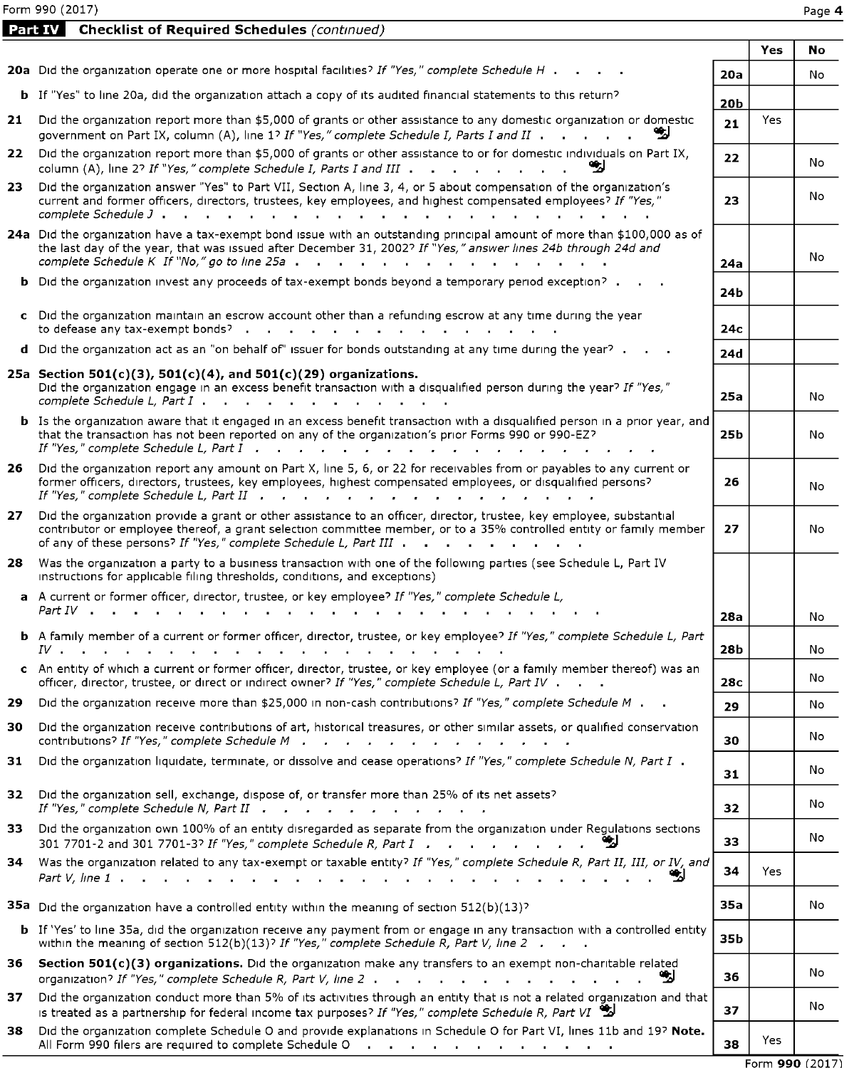Form 990 (2017)

**Part IV Checklist of Required Schedules** *(continued)*

| | | | Yes | No |
|---|---|---|---|---|
| **20a** | Did the organization operate one or more hospital facilities? *If "Yes," complete Schedule H* | **20a** | | No |
| **b** | If "Yes" to line 20a, did the organization attach a copy of its audited financial statements to this return? | **20b** | | |
| **21** | Did the organization report more than $5,000 of grants or other assistance to any domestic organization or domestic government on Part IX, column (A), line 1? *If "Yes," complete Schedule I, Parts I and II* | **21** | Yes | |
| **22** | Did the organization report more than $5,000 of grants or other assistance to or for domestic individuals on Part IX, column (A), line 2? *If "Yes," complete Schedule I, Parts I and III* | **22** | | No |
| **23** | Did the organization answer "Yes" to Part VII, Section A, line 3, 4, or 5 about compensation of the organization's current and former officers, directors, trustees, key employees, and highest compensated employees? *If "Yes," complete Schedule J* | **23** | | No |
| **24a** | Did the organization have a tax-exempt bond issue with an outstanding principal amount of more than $100,000 as of the last day of the year, that was issued after December 31, 2002? *If "Yes," answer lines 24b through 24d and complete Schedule K If "No," go to line 25a* | **24a** | | No |
| **b** | Did the organization invest any proceeds of tax-exempt bonds beyond a temporary period exception? | **24b** | | |
| **c** | Did the organization maintain an escrow account other than a refunding escrow at any time during the year to defease any tax-exempt bonds? | **24c** | | |
| **d** | Did the organization act as an "on behalf of" issuer for bonds outstanding at any time during the year? | **24d** | | |
| **25a** | **Section 501(c)(3), 501(c)(4), and 501(c)(29) organizations.** Did the organization engage in an excess benefit transaction with a disqualified person during the year? *If "Yes," complete Schedule L, Part I* | **25a** | | No |
| **b** | Is the organization aware that it engaged in an excess benefit transaction with a disqualified person in a prior year, and that the transaction has not been reported on any of the organization's prior Forms 990 or 990-EZ? *If "Yes," complete Schedule L, Part I* | **25b** | | No |
| **26** | Did the organization report any amount on Part X, line 5, 6, or 22 for receivables from or payables to any current or former officers, directors, trustees, key employees, highest compensated employees, or disqualified persons? *If "Yes," complete Schedule L, Part II* | **26** | | No |
| **27** | Did the organization provide a grant or other assistance to an officer, director, trustee, key employee, substantial contributor or employee thereof, a grant selection committee member, or to a 35% controlled entity or family member of any of these persons? *If "Yes," complete Schedule L, Part III* | **27** | | No |
| **28** | Was the organization a party to a business transaction with one of the following parties (see Schedule L, Part IV instructions for applicable filing thresholds, conditions, and exceptions) | | | |
| **a** | A current or former officer, director, trustee, or key employee? *If "Yes," complete Schedule L, Part IV* | **28a** | | No |
| **b** | A family member of a current or former officer, director, trustee, or key employee? *If "Yes," complete Schedule L, Part IV* | **28b** | | No |
| **c** | An entity of which a current or former officer, director, trustee, or key employee (or a family member thereof) was an officer, director, trustee, or direct or indirect owner? *If "Yes," complete Schedule L, Part IV* | **28c** | | No |
| **29** | Did the organization receive more than $25,000 in non-cash contributions? *If "Yes," complete Schedule M* | **29** | | No |
| **30** | Did the organization receive contributions of art, historical treasures, or other similar assets, or qualified conservation contributions? *If "Yes," complete Schedule M* | **30** | | No |
| **31** | Did the organization liquidate, terminate, or dissolve and cease operations? *If "Yes," complete Schedule N, Part I* | **31** | | No |
| **32** | Did the organization sell, exchange, dispose of, or transfer more than 25% of its net assets? *If "Yes," complete Schedule N, Part II* | **32** | | No |
| **33** | Did the organization own 100% of an entity disregarded as separate from the organization under Regulations sections 301 7701-2 and 301 7701-3? *If "Yes," complete Schedule R, Part I* | **33** | | No |
| **34** | Was the organization related to any tax-exempt or taxable entity? *If "Yes," complete Schedule R, Part II, III, or IV, and Part V, line 1* | **34** | Yes | |
| **35a** | Did the organization have a controlled entity within the meaning of section 512(b)(13)? | **35a** | | No |
| **b** | If 'Yes' to line 35a, did the organization receive any payment from or engage in any transaction with a controlled entity within the meaning of section 512(b)(13)? *If "Yes," complete Schedule R, Part V, line 2* | **35b** | | |
| **36** | **Section 501(c)(3) organizations.** Did the organization make any transfers to an exempt non-charitable related organization? *If "Yes," complete Schedule R, Part V, line 2* | **36** | | No |
| **37** | Did the organization conduct more than 5% of its activities through an entity that is not a related organization and that is treated as a partnership for federal income tax purposes? *If "Yes," complete Schedule R, Part VI* | **37** | | No |
| **38** | Did the organization complete Schedule O and provide explanations in Schedule O for Part VI, lines 11b and 19? **Note.** All Form 990 filers are required to complete Schedule O | **38** | Yes | |

Form **990** (2017)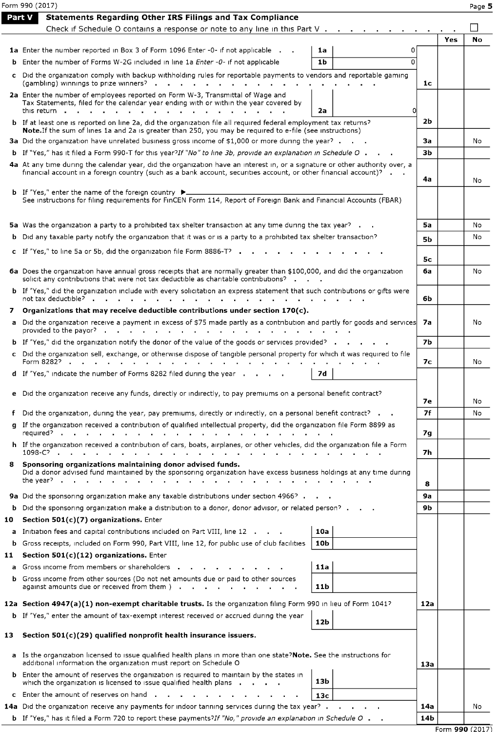Form 990 (2017) Page 5

## Part V Statements Regarding Other IRS Filings and Tax Compliance

Check if Schedule O contains a response or note to any line in this Part V . . . . . . . . . ☐

| | | | | | Yes | No |
|---|---|---|---|---|---|---|
| **1a** | Enter the number reported in Box 3 of Form 1096 Enter -0- if not applicable . . | 1a | 0 | | | |
| **b** | Enter the number of Forms W-2G included in line 1a *Enter -0- if not applicable* | 1b | 0 | | | |
| **c** | Did the organization comply with backup withholding rules for reportable payments to vendors and reportable gaming (gambling) winnings to prize winners? | | | 1c | | |
| **2a** | Enter the number of employees reported on Form W-3, Transmittal of Wage and Tax Statements, filed for the calendar year ending with or within the year covered by this return | 2a | 0 | | | |
| **b** | If at least one is reported on line 2a, did the organization file all required federal employment tax returns? **Note.** If the sum of lines 1a and 2a is greater than 250, you may be required to e-file (see instructions) | | | 2b | | |
| **3a** | Did the organization have unrelated business gross income of $1,000 or more during the year? | | | 3a | | No |
| **b** | If "Yes," has it filed a Form 990-T for this year? *If "No" to line 3b, provide an explanation in Schedule O* | | | 3b | | |
| **4a** | At any time during the calendar year, did the organization have an interest in, or a signature or other authority over, a financial account in a foreign country (such as a bank account, securities account, or other financial account)? | | | 4a | | No |
| **b** | If "Yes," enter the name of the foreign country ▶ See instructions for filing requirements for FinCEN Form 114, Report of Foreign Bank and Financial Accounts (FBAR) | | | | | |
| **5a** | Was the organization a party to a prohibited tax shelter transaction at any time during the tax year? | | | 5a | | No |
| **b** | Did any taxable party notify the organization that it was or is a party to a prohibited tax shelter transaction? | | | 5b | | No |
| **c** | If "Yes," to line 5a or 5b, did the organization file Form 8886-T? | | | 5c | | |
| **6a** | Does the organization have annual gross receipts that are normally greater than $100,000, and did the organization solicit any contributions that were not tax deductible as charitable contributions? | | | 6a | | No |
| **b** | If "Yes," did the organization include with every solicitation an express statement that such contributions or gifts were not tax deductible? | | | 6b | | |
| **7** | **Organizations that may receive deductible contributions under section 170(c).** | | | | | |
| **a** | Did the organization receive a payment in excess of $75 made partly as a contribution and partly for goods and services provided to the payor? | | | 7a | | No |
| **b** | If "Yes," did the organization notify the donor of the value of the goods or services provided? | | | 7b | | |
| **c** | Did the organization sell, exchange, or otherwise dispose of tangible personal property for which it was required to file Form 8282? | | | 7c | | No |
| **d** | If "Yes," indicate the number of Forms 8282 filed during the year | 7d | | | | |
| **e** | Did the organization receive any funds, directly or indirectly, to pay premiums on a personal benefit contract? | | | 7e | | No |
| **f** | Did the organization, during the year, pay premiums, directly or indirectly, on a personal benefit contract? | | | 7f | | No |
| **g** | If the organization received a contribution of qualified intellectual property, did the organization file Form 8899 as required? | | | 7g | | |
| **h** | If the organization received a contribution of cars, boats, airplanes, or other vehicles, did the organization file a Form 1098-C? | | | 7h | | |
| **8** | **Sponsoring organizations maintaining donor advised funds.** Did a donor advised fund maintained by the sponsoring organization have excess business holdings at any time during the year? | | | 8 | | |
| **9a** | Did the sponsoring organization make any taxable distributions under section 4966? | | | 9a | | |
| **b** | Did the sponsoring organization make a distribution to a donor, donor advisor, or related person? | | | 9b | | |
| **10** | **Section 501(c)(7) organizations.** Enter | | | | | |
| **a** | Initiation fees and capital contributions included on Part VIII, line 12 | 10a | | | | |
| **b** | Gross receipts, included on Form 990, Part VIII, line 12, for public use of club facilities | 10b | | | | |
| **11** | **Section 501(c)(12) organizations.** Enter | | | | | |
| **a** | Gross income from members or shareholders | 11a | | | | |
| **b** | Gross income from other sources (Do not net amounts due or paid to other sources against amounts due or received from them ) | 11b | | | | |
| **12a** | **Section 4947(a)(1) non-exempt charitable trusts.** Is the organization filing Form 990 in lieu of Form 1041? | | | 12a | | |
| **b** | If "Yes," enter the amount of tax-exempt interest received or accrued during the year | 12b | | | | |
| **13** | **Section 501(c)(29) qualified nonprofit health insurance issuers.** | | | | | |
| **a** | Is the organization licensed to issue qualified health plans in more than one state? **Note.** See the instructions for additional information the organization must report on Schedule O | | | 13a | | |
| **b** | Enter the amount of reserves the organization is required to maintain by the states in which the organization is licensed to issue qualified health plans | 13b | | | | |
| **c** | Enter the amount of reserves on hand | 13c | | | | |
| **14a** | Did the organization receive any payments for indoor tanning services during the tax year? | | | 14a | | No |
| **b** | If "Yes," has it filed a Form 720 to report these payments? *If "No," provide an explanation in Schedule O* | | | 14b | | |

Form **990** (2017)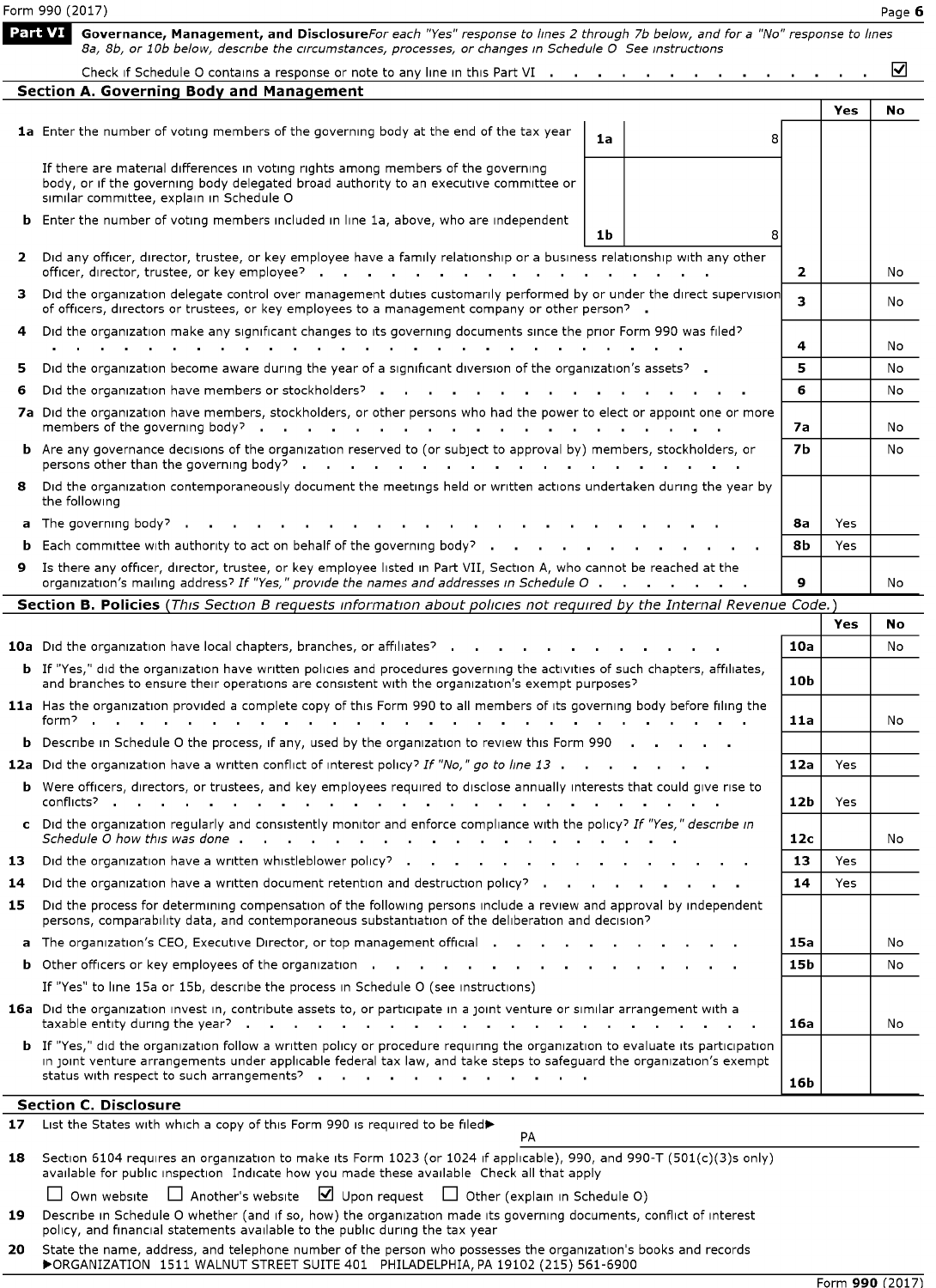Form 990 (2017)

## Part VI Governance, Management, and Disclosure

*For each "Yes" response to lines 2 through 7b below, and for a "No" response to lines 8a, 8b, or 10b below, describe the circumstances, processes, or changes in Schedule O See instructions*

Check if Schedule O contains a response or note to any line in this Part VI . . . . . . . . . . . . . ☑

### Section A. Governing Body and Management

| | | | | Yes | No |
|---|---|---|---|---|---|
| **1a** Enter the number of voting members of the governing body at the end of the tax year | 1a | 8 | | | |
| If there are material differences in voting rights among members of the governing body, or if the governing body delegated broad authority to an executive committee or similar committee, explain in Schedule O | | | | | |
| **b** Enter the number of voting members included in line 1a, above, who are independent | 1b | 8 | | | |
| **2** Did any officer, director, trustee, or key employee have a family relationship or a business relationship with any other officer, director, trustee, or key employee? | | | 2 | | No |
| **3** Did the organization delegate control over management duties customarily performed by or under the direct supervision of officers, directors or trustees, or key employees to a management company or other person? | | | 3 | | No |
| **4** Did the organization make any significant changes to its governing documents since the prior Form 990 was filed? | | | 4 | | No |
| **5** Did the organization become aware during the year of a significant diversion of the organization's assets? | | | 5 | | No |
| **6** Did the organization have members or stockholders? | | | 6 | | No |
| **7a** Did the organization have members, stockholders, or other persons who had the power to elect or appoint one or more members of the governing body? | | | 7a | | No |
| **b** Are any governance decisions of the organization reserved to (or subject to approval by) members, stockholders, or persons other than the governing body? | | | 7b | | No |
| **8** Did the organization contemporaneously document the meetings held or written actions undertaken during the year by the following | | | | | |
| **a** The governing body? | | | 8a | Yes | |
| **b** Each committee with authority to act on behalf of the governing body? | | | 8b | Yes | |
| **9** Is there any officer, director, trustee, or key employee listed in Part VII, Section A, who cannot be reached at the organization's mailing address? *If "Yes," provide the names and addresses in Schedule O* | | | 9 | | No |

### Section B. Policies *(This Section B requests information about policies not required by the Internal Revenue Code.)*

| | | Yes | No |
|---|---|---|---|
| **10a** Did the organization have local chapters, branches, or affiliates? | 10a | | No |
| **b** If "Yes," did the organization have written policies and procedures governing the activities of such chapters, affiliates, and branches to ensure their operations are consistent with the organization's exempt purposes? | 10b | | |
| **11a** Has the organization provided a complete copy of this Form 990 to all members of its governing body before filing the form? | 11a | | No |
| **b** Describe in Schedule O the process, if any, used by the organization to review this Form 990 | | | |
| **12a** Did the organization have a written conflict of interest policy? *If "No," go to line 13* | 12a | Yes | |
| **b** Were officers, directors, or trustees, and key employees required to disclose annually interests that could give rise to conflicts? | 12b | Yes | |
| **c** Did the organization regularly and consistently monitor and enforce compliance with the policy? *If "Yes," describe in Schedule O how this was done* | 12c | | No |
| **13** Did the organization have a written whistleblower policy? | 13 | Yes | |
| **14** Did the organization have a written document retention and destruction policy? | 14 | Yes | |
| **15** Did the process for determining compensation of the following persons include a review and approval by independent persons, comparability data, and contemporaneous substantiation of the deliberation and decision? | | | |
| **a** The organization's CEO, Executive Director, or top management official | 15a | | No |
| **b** Other officers or key employees of the organization | 15b | | No |
| If "Yes" to line 15a or 15b, describe the process in Schedule O (see instructions) | | | |
| **16a** Did the organization invest in, contribute assets to, or participate in a joint venture or similar arrangement with a taxable entity during the year? | 16a | | No |
| **b** If "Yes," did the organization follow a written policy or procedure requiring the organization to evaluate its participation in joint venture arrangements under applicable federal tax law, and take steps to safeguard the organization's exempt status with respect to such arrangements? | 16b | | |

### Section C. Disclosure

**17** List the States with which a copy of this Form 990 is required to be filed▶ PA

**18** Section 6104 requires an organization to make its Form 1023 (or 1024 if applicable), 990, and 990-T (501(c)(3)s only) available for public inspection Indicate how you made these available Check all that apply

☐ Own website ☐ Another's website ☑ Upon request ☐ Other (explain in Schedule O)

**19** Describe in Schedule O whether (and if so, how) the organization made its governing documents, conflict of interest policy, and financial statements available to the public during the tax year

**20** State the name, address, and telephone number of the person who possesses the organization's books and records
▶ORGANIZATION 1511 WALNUT STREET SUITE 401 PHILADELPHIA, PA 19102 (215) 561-6900

Form **990** (2017)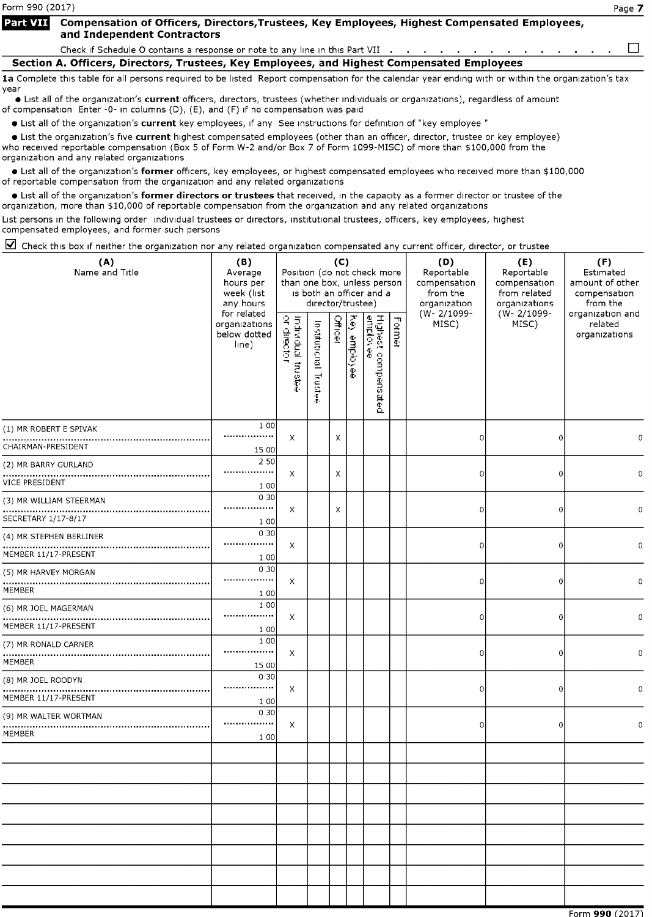## Part VII Compensation of Officers, Directors,Trustees, Key Employees, Highest Compensated Employees, and Independent Contractors

Check if Schedule O contains a response or note to any line in this Part VII . . . . . . . . . . . . . . ☐

### Section A. Officers, Directors, Trustees, Key Employees, and Highest Compensated Employees

**1a** Complete this table for all persons required to be listed Report compensation for the calendar year ending with or within the organization's tax year

- List all of the organization's **current** officers, directors, trustees (whether individuals or organizations), regardless of amount of compensation Enter -0- in columns (D), (E), and (F) if no compensation was paid
- List all of the organization's **current** key employees, if any See instructions for definition of "key employee "
- List the organization's five **current** highest compensated employees (other than an officer, director, trustee or key employee) who received reportable compensation (Box 5 of Form W-2 and/or Box 7 of Form 1099-MISC) of more than $100,000 from the organization and any related organizations
- List all of the organization's **former** officers, key employees, or highest compensated employees who received more than $100,000 of reportable compensation from the organization and any related organizations
- List all of the organization's **former directors or trustees** that received, in the capacity as a former director or trustee of the organization, more than $10,000 of reportable compensation from the organization and any related organizations

List persons in the following order individual trustees or directors, institutional trustees, officers, key employees, highest compensated employees, and former such persons

☑ Check this box if neither the organization nor any related organization compensated any current officer, director, or trustee

| (A) Name and Title | (B) Average hours per week (list any hours for related organizations below dotted line) | (C) Position (do not check more than one box, unless person is both an officer and a director/trustee) | | | | | | (D) Reportable compensation from the organization (W- 2/1099-MISC) | (E) Reportable compensation from related organizations (W- 2/1099-MISC) | (F) Estimated amount of other compensation from the organization and related organizations |
|---|---|---|---|---|---|---|---|---|---|---|
| | | Individual trustee or director | Institutional Trustee | Officer | Key employee | Highest compensated employee | Former | | | |
| (1) MR ROBERT E SPIVAK<br>CHAIRMAN-PRESIDENT | 1 00<br>15 00 | X | | X | | | | 0 | 0 | 0 |
| (2) MR BARRY GURLAND<br>VICE PRESIDENT | 2 50<br>1 00 | X | | X | | | | 0 | 0 | 0 |
| (3) MR WILLIAM STEERMAN<br>SECRETARY 1/17-8/17 | 0 30<br>1 00 | X | | X | | | | 0 | 0 | 0 |
| (4) MR STEPHEN BERLINER<br>MEMBER 11/17-PRESENT | 0 30<br>1 00 | X | | | | | | 0 | 0 | 0 |
| (5) MR HARVEY MORGAN<br>MEMBER | 0 30<br>1 00 | X | | | | | | 0 | 0 | 0 |
| (6) MR JOEL MAGERMAN<br>MEMBER 11/17-PRESENT | 1 00<br>1 00 | X | | | | | | 0 | 0 | 0 |
| (7) MR RONALD CARNER<br>MEMBER | 1 00<br>15 00 | X | | | | | | 0 | 0 | 0 |
| (8) MR JOEL ROODYN<br>MEMBER 11/17-PRESENT | 0 30<br>1 00 | X | | | | | | 0 | 0 | 0 |
| (9) MR WALTER WORTMAN<br>MEMBER | 0 30<br>1 00 | X | | | | | | 0 | 0 | 0 |
| | | | | | | | | | | |
| | | | | | | | | | | |
| | | | | | | | | | | |
| | | | | | | | | | | |
| | | | | | | | | | | |
| | | | | | | | | | | |
| | | | | | | | | | | |
| | | | | | | | | | | |

Form **990** (2017)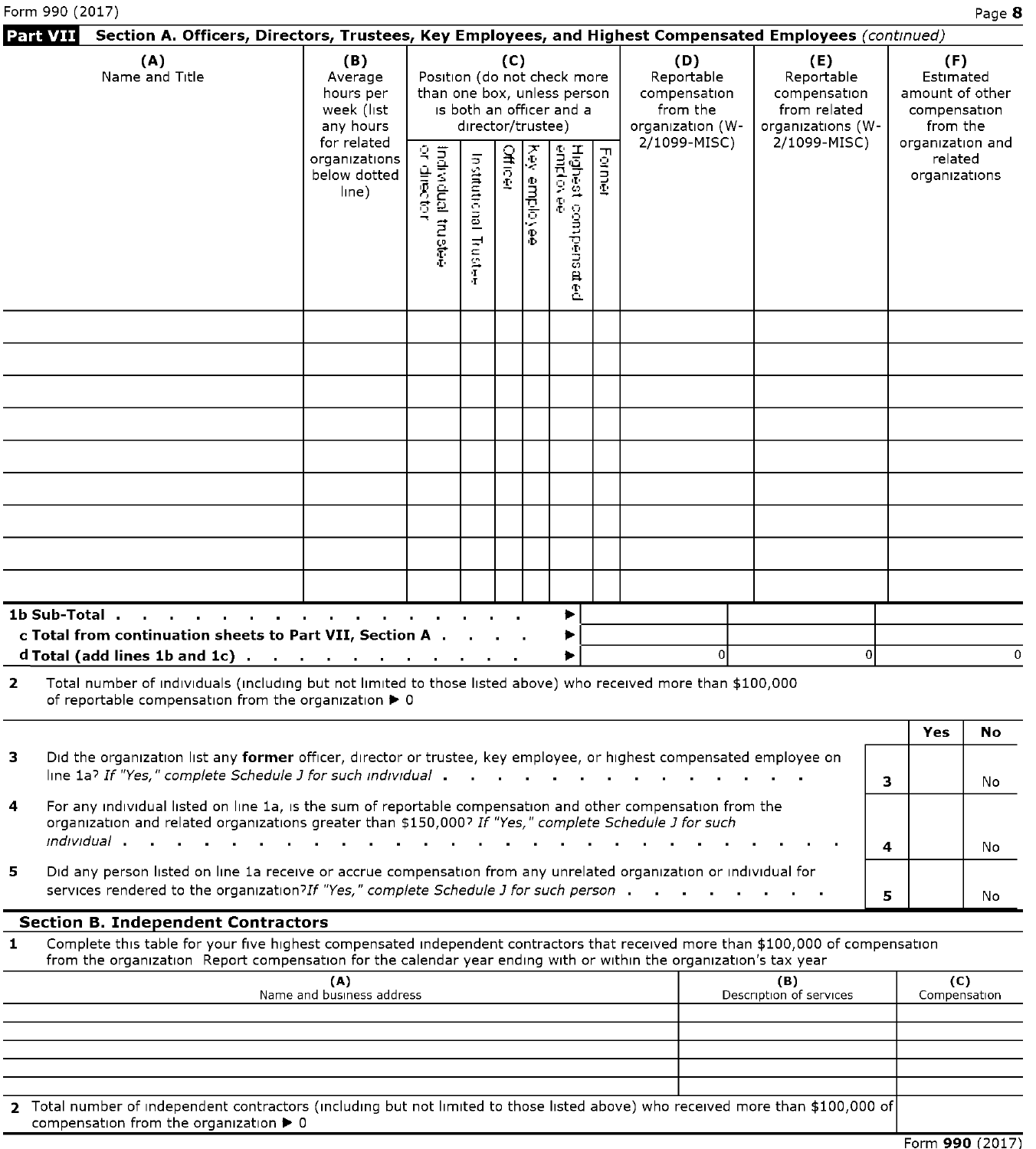## Part VII Section A. Officers, Directors, Trustees, Key Employees, and Highest Compensated Employees *(continued)*

| (A) Name and Title | (B) Average hours per week (list any hours for related organizations below dotted line) | (C) Position (do not check more than one box, unless person is both an officer and a director/trustee) Individual trustee or director | Institutional Trustee | Officer | Key employee | Highest compensated employee | Former | (D) Reportable compensation from the organization (W-2/1099-MISC) | (E) Reportable compensation from related organizations (W-2/1099-MISC) | (F) Estimated amount of other compensation from the organization and related organizations |
|---|---|---|---|---|---|---|---|---|---|---|
| | | | | | | | | | | |
| | | | | | | | | | | |
| | | | | | | | | | | |
| | | | | | | | | | | |
| | | | | | | | | | | |
| | | | | | | | | | | |
| | | | | | | | | | | |
| | | | | | | | | | | |
| | | | | | | | | | | |

| | (D) | (E) | (F) |
|---|---|---|---|
| **1b Sub-Total** ▶ | | | |
| **c Total from continuation sheets to Part VII, Section A** ▶ | | | |
| **d Total (add lines 1b and 1c)** ▶ | 0 | 0 | 0 |

**2** Total number of individuals (including but not limited to those listed above) who received more than $100,000 of reportable compensation from the organization ▶ 0

| | | | Yes | No |
|---|---|---|---|---|
| **3** | Did the organization list any **former** officer, director or trustee, key employee, or highest compensated employee on line 1a? *If "Yes," complete Schedule J for such individual* | 3 | | No |
| **4** | For any individual listed on line 1a, is the sum of reportable compensation and other compensation from the organization and related organizations greater than $150,000? *If "Yes," complete Schedule J for such individual* | 4 | | No |
| **5** | Did any person listed on line 1a receive or accrue compensation from any unrelated organization or individual for services rendered to the organization? *If "Yes," complete Schedule J for such person* | 5 | | No |

### Section B. Independent Contractors

**1** Complete this table for your five highest compensated independent contractors that received more than $100,000 of compensation from the organization Report compensation for the calendar year ending with or within the organization's tax year

| (A) Name and business address | (B) Description of services | (C) Compensation |
|---|---|---|
| | | |
| | | |
| | | |
| | | |
| | | |

**2** Total number of independent contractors (including but not limited to those listed above) who received more than $100,000 of compensation from the organization ▶ 0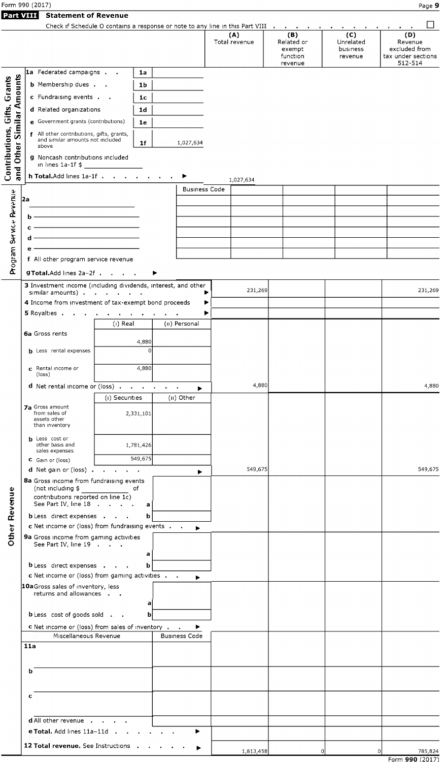Form 990 (2017)

## Part VIII Statement of Revenue

Check if Schedule O contains a response or note to any line in this Part VIII . . . . . . . . . . . . ☐

| | | (A) Total revenue | (B) Related or exempt function revenue | (C) Unrelated business revenue | (D) Revenue excluded from tax under sections 512-514 |
|---|---|---|---|---|---|
| **Contributions, Gifts, Grants and Other Similar Amounts** | | | | | |
| 1a Federated campaigns . . | 1a | | | | |
| b Membership dues . . | 1b | | | | |
| c Fundraising events . . | 1c | | | | |
| d Related organizations | 1d | | | | |
| e Government grants (contributions) | 1e | | | | |
| f All other contributions, gifts, grants, and similar amounts not included above | 1f 1,027,634 | | | | |
| g Noncash contributions included in lines 1a-1f $ | | | | | |
| h **Total.** Add lines 1a-1f . . . . . . . ▶ | | 1,027,634 | | | |
| **Program Service Revenue** | Business Code | | | | |
| 2a | | | | | |
| b | | | | | |
| c | | | | | |
| d | | | | | |
| e | | | | | |
| f All other program service revenue | | | | | |
| g **Total.** Add lines 2a–2f . . . . ▶ | | | | | |
| **Other Revenue** | | | | | |
| 3 Investment income (including dividends, interest, and other similar amounts) . . . . . . ▶ | | 231,269 | | | 231,269 |
| 4 Income from investment of tax-exempt bond proceeds ▶ | | | | | |
| 5 Royalties . . . . . . . . . . ▶ | | | | | |

| | (i) Real | (ii) Personal |
|---|---|---|
| 6a Gross rents | 4,880 | |
| b Less rental expenses | 0 | |
| c Rental income or (loss) | 4,880 | |

| | (A) | (B) | (C) | (D) |
|---|---|---|---|---|
| d Net rental income or (loss) . . . . . . ▶ | 4,880 | | | 4,880 |

| | (i) Securities | (ii) Other |
|---|---|---|
| 7a Gross amount from sales of assets other than inventory | 2,331,101 | |
| b Less cost or other basis and sales expenses | 1,781,426 | |
| c Gain or (loss) | 549,675 | |

| | | (A) | (B) | (C) | (D) |
|---|---|---|---|---|---|
| d Net gain or (loss) . . . . . . ▶ | | 549,675 | | | 549,675 |
| 8a Gross income from fundraising events (not including $ _______ of contributions reported on line 1c) See Part IV, line 18 . . . . | a | | | | |
| b Less direct expenses . . . | b | | | | |
| c Net income or (loss) from fundraising events . . ▶ | | | | | |
| 9a Gross income from gaming activities See Part IV, line 19 . . . | a | | | | |
| b Less direct expenses . . . | b | | | | |
| c Net income or (loss) from gaming activities . . ▶ | | | | | |
| 10a Gross sales of inventory, less returns and allowances . . | a | | | | |
| b Less cost of goods sold . . | b | | | | |
| c Net income or (loss) from sales of inventory . . ▶ | | | | | |
| Miscellaneous Revenue | Business Code | | | | |
| 11a | | | | | |
| b | | | | | |
| c | | | | | |
| d All other revenue . . . . | | | | | |
| e **Total.** Add lines 11a–11d . . . . . . ▶ | | | | | |
| 12 **Total revenue.** See Instructions . . . . . ▶ | | 1,813,458 | 0 | 0 | 785,824 |

Form **990** (2017)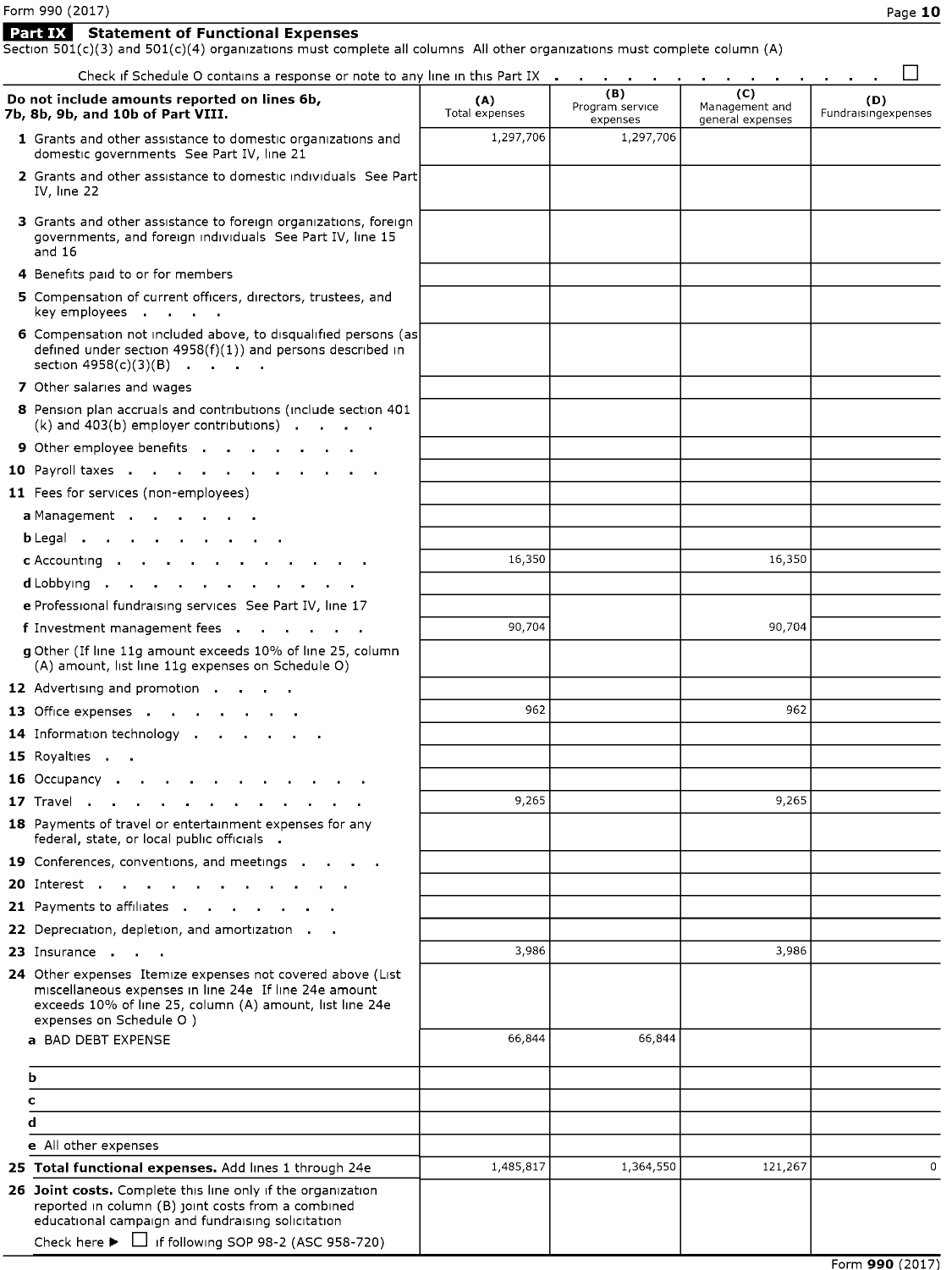Form 990 (2017)

## Part IX Statement of Functional Expenses

Section 501(c)(3) and 501(c)(4) organizations must complete all columns All other organizations must complete column (A)

Check if Schedule O contains a response or note to any line in this Part IX . . . . . . . . . . . . . ☐

| Do not include amounts reported on lines 6b, 7b, 8b, 9b, and 10b of Part VIII. | (A) Total expenses | (B) Program service expenses | (C) Management and general expenses | (D) Fundraisingexpenses |
|---|---|---|---|---|
| 1 Grants and other assistance to domestic organizations and domestic governments See Part IV, line 21 | 1,297,706 | 1,297,706 | | |
| 2 Grants and other assistance to domestic individuals See Part IV, line 22 | | | | |
| 3 Grants and other assistance to foreign organizations, foreign governments, and foreign individuals See Part IV, line 15 and 16 | | | | |
| 4 Benefits paid to or for members | | | | |
| 5 Compensation of current officers, directors, trustees, and key employees . . . . | | | | |
| 6 Compensation not included above, to disqualified persons (as defined under section 4958(f)(1)) and persons described in section 4958(c)(3)(B) . . . . | | | | |
| 7 Other salaries and wages | | | | |
| 8 Pension plan accruals and contributions (include section 401 (k) and 403(b) employer contributions) . . . . | | | | |
| 9 Other employee benefits . . . . . . . | | | | |
| 10 Payroll taxes . . . . . . . . . . . . | | | | |
| 11 Fees for services (non-employees) | | | | |
| a Management . . . . . . . | | | | |
| b Legal . . . . . . . . . . . | | | | |
| c Accounting . . . . . . . . . . . . . | 16,350 | | 16,350 | |
| d Lobbying . . . . . . . . . . . . . | | | | |
| e Professional fundraising services See Part IV, line 17 | | | | |
| f Investment management fees . . . . . . . | 90,704 | | 90,704 | |
| g Other (If line 11g amount exceeds 10% of line 25, column (A) amount, list line 11g expenses on Schedule O) | | | | |
| 12 Advertising and promotion . . . . | | | | |
| 13 Office expenses . . . . . . . . | 962 | | 962 | |
| 14 Information technology . . . . . . | | | | |
| 15 Royalties . . | | | | |
| 16 Occupancy . . . . . . . . . . . . . | | | | |
| 17 Travel . . . . . . . . . . . . . . | 9,265 | | 9,265 | |
| 18 Payments of travel or entertainment expenses for any federal, state, or local public officials . | | | | |
| 19 Conferences, conventions, and meetings . . . . | | | | |
| 20 Interest . . . . . . . . . . . . . | | | | |
| 21 Payments to affiliates . . . . . . . | | | | |
| 22 Depreciation, depletion, and amortization . . | | | | |
| 23 Insurance . . . | 3,986 | | 3,986 | |
| 24 Other expenses Itemize expenses not covered above (List miscellaneous expenses in line 24e If line 24e amount exceeds 10% of line 25, column (A) amount, list line 24e expenses on Schedule O ) | | | | |
| a BAD DEBT EXPENSE | 66,844 | 66,844 | | |
| b | | | | |
| c | | | | |
| d | | | | |
| e All other expenses | | | | |
| 25 **Total functional expenses.** Add lines 1 through 24e | 1,485,817 | 1,364,550 | 121,267 | 0 |
| 26 **Joint costs.** Complete this line only if the organization reported in column (B) joint costs from a combined educational campaign and fundraising solicitation Check here ▶ ☐ if following SOP 98-2 (ASC 958-720) | | | | |

Form **990** (2017)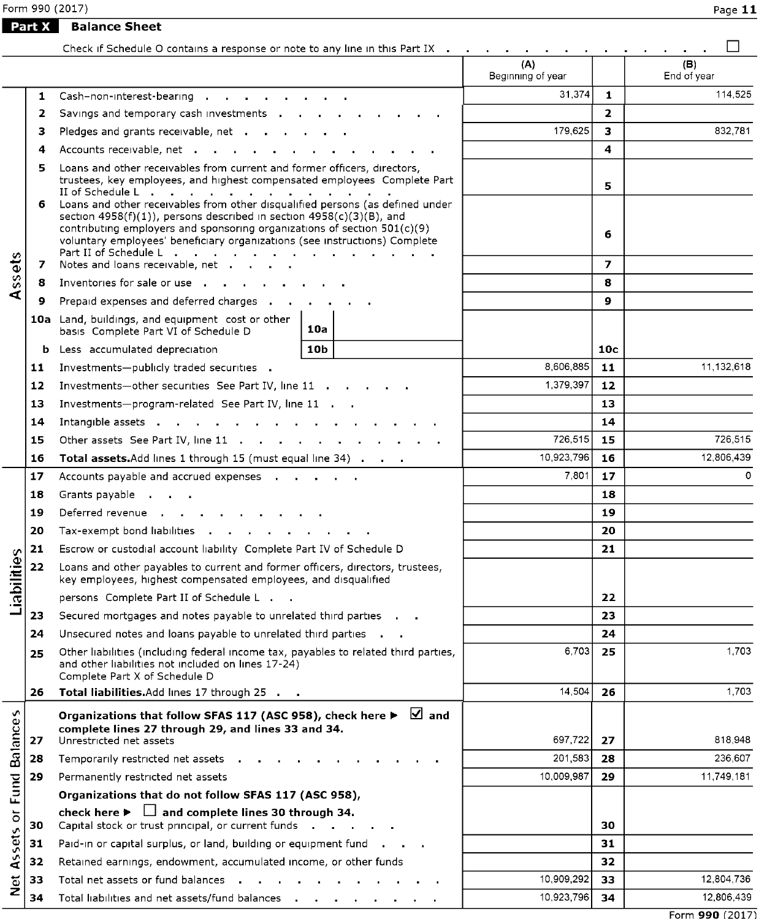## Part X Balance Sheet

Check if Schedule O contains a response or note to any line in this Part IX . . . . . . . . . . . . . . . ☐

| | | | (A) Beginning of year | | (B) End of year |
|---|---|---|---|---|---|
| Assets | 1 | Cash-non-interest-bearing | 31,374 | 1 | 114,525 |
| | 2 | Savings and temporary cash investments | | 2 | |
| | 3 | Pledges and grants receivable, net | 179,625 | 3 | 832,781 |
| | 4 | Accounts receivable, net | | 4 | |
| | 5 | Loans and other receivables from current and former officers, directors, trustees, key employees, and highest compensated employees Complete Part II of Schedule L | | 5 | |
| | 6 | Loans and other receivables from other disqualified persons (as defined under section 4958(f)(1)), persons described in section 4958(c)(3)(B), and contributing employers and sponsoring organizations of section 501(c)(9) voluntary employees' beneficiary organizations (see instructions) Complete Part II of Schedule L | | 6 | |
| | 7 | Notes and loans receivable, net | | 7 | |
| | 8 | Inventories for sale or use | | 8 | |
| | 9 | Prepaid expenses and deferred charges | | 9 | |
| | 10a | Land, buildings, and equipment cost or other basis Complete Part VI of Schedule D — 10a | | | |
| | b | Less accumulated depreciation — 10b | | 10c | |
| | 11 | Investments—publicly traded securities | 8,606,885 | 11 | 11,132,618 |
| | 12 | Investments—other securities See Part IV, line 11 | 1,379,397 | 12 | |
| | 13 | Investments—program-related See Part IV, line 11 | | 13 | |
| | 14 | Intangible assets | | 14 | |
| | 15 | Other assets See Part IV, line 11 | 726,515 | 15 | 726,515 |
| | 16 | **Total assets.** Add lines 1 through 15 (must equal line 34) | 10,923,796 | 16 | 12,806,439 |
| Liabilities | 17 | Accounts payable and accrued expenses | 7,801 | 17 | 0 |
| | 18 | Grants payable | | 18 | |
| | 19 | Deferred revenue | | 19 | |
| | 20 | Tax-exempt bond liabilities | | 20 | |
| | 21 | Escrow or custodial account liability Complete Part IV of Schedule D | | 21 | |
| | 22 | Loans and other payables to current and former officers, directors, trustees, key employees, highest compensated employees, and disqualified persons Complete Part II of Schedule L | | 22 | |
| | 23 | Secured mortgages and notes payable to unrelated third parties | | 23 | |
| | 24 | Unsecured notes and loans payable to unrelated third parties | | 24 | |
| | 25 | Other liabilities (including federal income tax, payables to related third parties, and other liabilities not included on lines 17-24) Complete Part X of Schedule D | 6,703 | 25 | 1,703 |
| | 26 | **Total liabilities.** Add lines 17 through 25 | 14,504 | 26 | 1,703 |
| Net Assets or Fund Balances | | **Organizations that follow SFAS 117 (ASC 958), check here ▶ ☑ and complete lines 27 through 29, and lines 33 and 34.** | | | |
| | 27 | Unrestricted net assets | 697,722 | 27 | 818,948 |
| | 28 | Temporarily restricted net assets | 201,583 | 28 | 236,607 |
| | 29 | Permanently restricted net assets | 10,009,987 | 29 | 11,749,181 |
| | | **Organizations that do not follow SFAS 117 (ASC 958), check here ▶ ☐ and complete lines 30 through 34.** | | | |
| | 30 | Capital stock or trust principal, or current funds | | 30 | |
| | 31 | Paid-in or capital surplus, or land, building or equipment fund | | 31 | |
| | 32 | Retained earnings, endowment, accumulated income, or other funds | | 32 | |
| | 33 | Total net assets or fund balances | 10,909,292 | 33 | 12,804,736 |
| | 34 | Total liabilities and net assets/fund balances | 10,923,796 | 34 | 12,806,439 |

Form **990** (2017)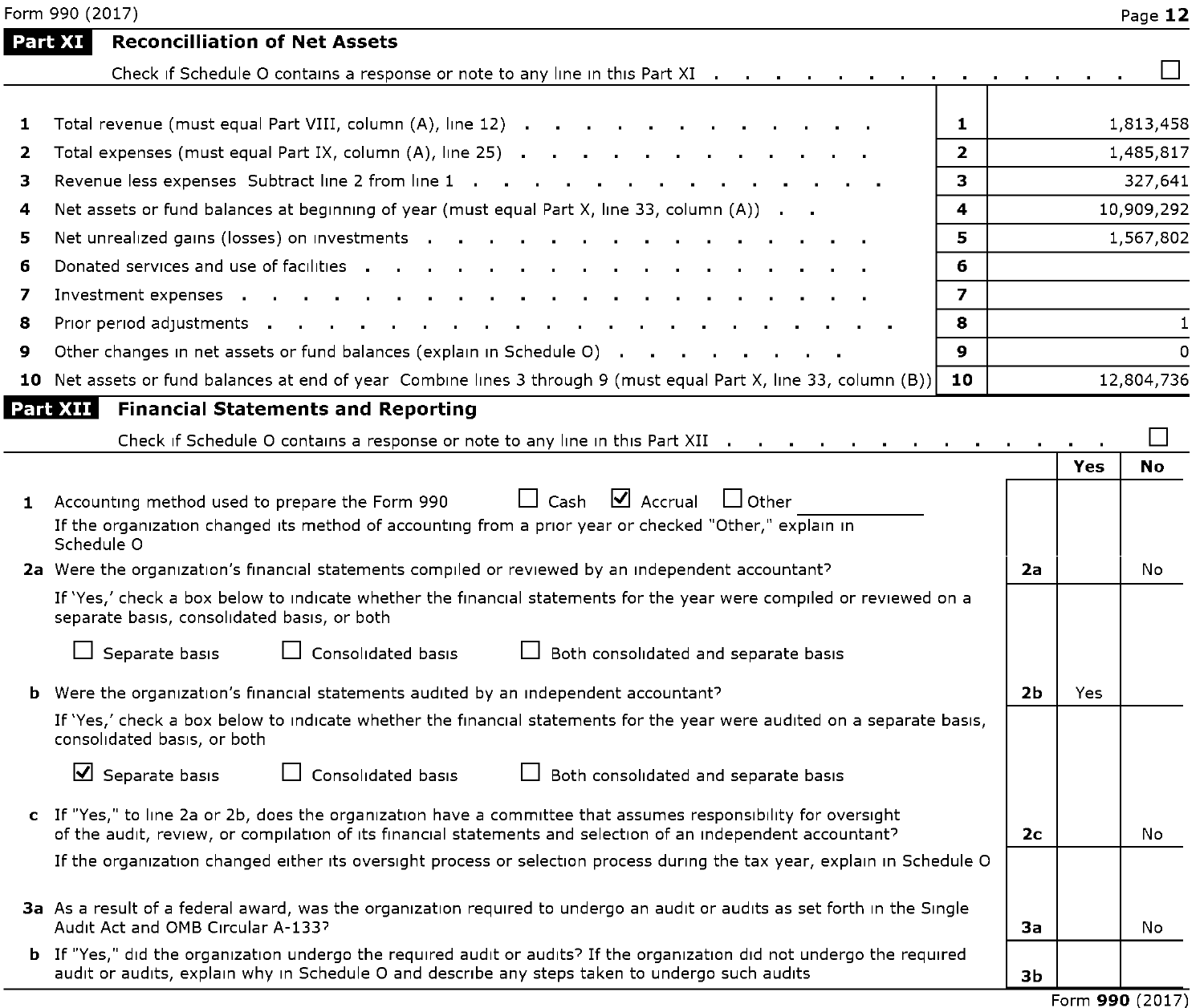Form 990 (2017)

## Part XI Reconcilliation of Net Assets

Check if Schedule O contains a response or note to any line in this Part XI . . . . . . . . . . . . . . ☐

| | | | |
|---|---|---|---|
| 1 | Total revenue (must equal Part VIII, column (A), line 12) | 1 | 1,813,458 |
| 2 | Total expenses (must equal Part IX, column (A), line 25) | 2 | 1,485,817 |
| 3 | Revenue less expenses Subtract line 2 from line 1 | 3 | 327,641 |
| 4 | Net assets or fund balances at beginning of year (must equal Part X, line 33, column (A)) | 4 | 10,909,292 |
| 5 | Net unrealized gains (losses) on investments | 5 | 1,567,802 |
| 6 | Donated services and use of facilities | 6 | |
| 7 | Investment expenses | 7 | |
| 8 | Prior period adjustments | 8 | 1 |
| 9 | Other changes in net assets or fund balances (explain in Schedule O) | 9 | 0 |
| 10 | Net assets or fund balances at end of year Combine lines 3 through 9 (must equal Part X, line 33, column (B)) | 10 | 12,804,736 |

## Part XII Financial Statements and Reporting

Check if Schedule O contains a response or note to any line in this Part XII . . . . . . . . . . . . . . ☐

| | | | Yes | No |
|---|---|---|---|---|
| 1 | Accounting method used to prepare the Form 990 ☐ Cash ☑ Accrual ☐ Other ____________<br>If the organization changed its method of accounting from a prior year or checked "Other," explain in Schedule O | | | |
| 2a | Were the organization's financial statements compiled or reviewed by an independent accountant?<br>If 'Yes,' check a box below to indicate whether the financial statements for the year were compiled or reviewed on a separate basis, consolidated basis, or both<br>☐ Separate basis ☐ Consolidated basis ☐ Both consolidated and separate basis | 2a | | No |
| b | Were the organization's financial statements audited by an independent accountant?<br>If 'Yes,' check a box below to indicate whether the financial statements for the year were audited on a separate basis, consolidated basis, or both<br>☑ Separate basis ☐ Consolidated basis ☐ Both consolidated and separate basis | 2b | Yes | |
| c | If "Yes," to line 2a or 2b, does the organization have a committee that assumes responsibility for oversight of the audit, review, or compilation of its financial statements and selection of an independent accountant?<br>If the organization changed either its oversight process or selection process during the tax year, explain in Schedule O | 2c | | No |
| 3a | As a result of a federal award, was the organization required to undergo an audit or audits as set forth in the Single Audit Act and OMB Circular A-133? | 3a | | No |
| b | If "Yes," did the organization undergo the required audit or audits? If the organization did not undergo the required audit or audits, explain why in Schedule O and describe any steps taken to undergo such audits | 3b | | |

Form **990** (2017)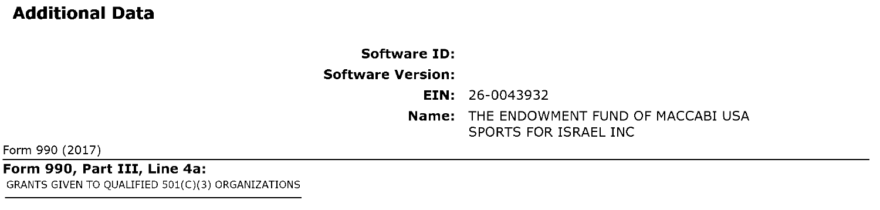## Additional Data

**Software ID:**

**Software Version:**

**EIN:** 26-0043932

**Name:** THE ENDOWMENT FUND OF MACCABI USA SPORTS FOR ISRAEL INC

Form 990 (2017)

**Form 990, Part III, Line 4a:**

GRANTS GIVEN TO QUALIFIED 501(C)(3) ORGANIZATIONS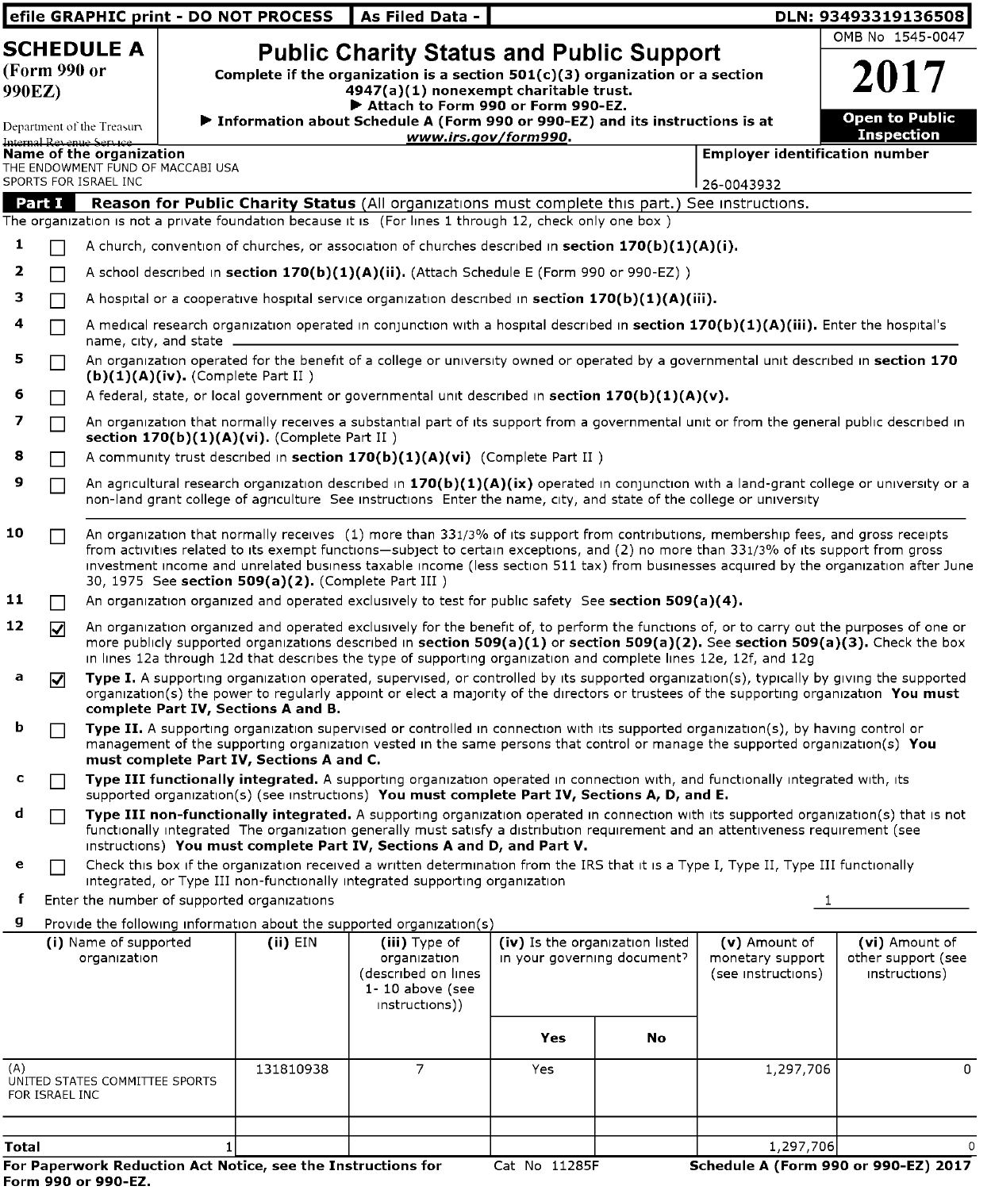efile GRAPHIC print - DO NOT PROCESS | As Filed Data - | DLN: 93493319136508

# SCHEDULE A (Form 990 or 990EZ)

Department of the Treasury Internal Revenue Service

## Public Charity Status and Public Support

**Complete if the organization is a section 501(c)(3) organization or a section 4947(a)(1) nonexempt charitable trust.**

▶ Attach to Form 990 or Form 990-EZ.

▶ Information about Schedule A (Form 990 or 990-EZ) and its instructions is at *www.irs.gov/form990*.

OMB No 1545-0047

**2017**

**Open to Public Inspection**

**Name of the organization**
THE ENDOWMENT FUND OF MACCABI USA SPORTS FOR ISRAEL INC

**Employer identification number**
26-0043932

**Part I — Reason for Public Charity Status** (All organizations must complete this part.) See instructions.

The organization is not a private foundation because it is (For lines 1 through 12, check only one box )

1 ☐ A church, convention of churches, or association of churches described in **section 170(b)(1)(A)(i).**

2 ☐ A school described in **section 170(b)(1)(A)(ii).** (Attach Schedule E (Form 990 or 990-EZ) )

3 ☐ A hospital or a cooperative hospital service organization described in **section 170(b)(1)(A)(iii).**

4 ☐ A medical research organization operated in conjunction with a hospital described in **section 170(b)(1)(A)(iii).** Enter the hospital's name, city, and state

5 ☐ An organization operated for the benefit of a college or university owned or operated by a governmental unit described in **section 170 (b)(1)(A)(iv).** (Complete Part II )

6 ☐ A federal, state, or local government or governmental unit described in **section 170(b)(1)(A)(v).**

7 ☐ An organization that normally receives a substantial part of its support from a governmental unit or from the general public described in **section 170(b)(1)(A)(vi).** (Complete Part II )

8 ☐ A community trust described in **section 170(b)(1)(A)(vi)** (Complete Part II )

9 ☐ An agricultural research organization described in **170(b)(1)(A)(ix)** operated in conjunction with a land-grant college or university or a non-land grant college of agriculture See instructions Enter the name, city, and state of the college or university

10 ☐ An organization that normally receives (1) more than 33 1/3% of its support from contributions, membership fees, and gross receipts from activities related to its exempt functions—subject to certain exceptions, and (2) no more than 33 1/3% of its support from gross investment income and unrelated business taxable income (less section 511 tax) from businesses acquired by the organization after June 30, 1975 See **section 509(a)(2).** (Complete Part III )

11 ☐ An organization organized and operated exclusively to test for public safety See **section 509(a)(4).**

12 ☑ An organization organized and operated exclusively for the benefit of, to perform the functions of, or to carry out the purposes of one or more publicly supported organizations described in **section 509(a)(1)** or **section 509(a)(2).** See **section 509(a)(3).** Check the box in lines 12a through 12d that describes the type of supporting organization and complete lines 12e, 12f, and 12g

a ☑ **Type I.** A supporting organization operated, supervised, or controlled by its supported organization(s), typically by giving the supported organization(s) the power to regularly appoint or elect a majority of the directors or trustees of the supporting organization **You must complete Part IV, Sections A and B.**

b ☐ **Type II.** A supporting organization supervised or controlled in connection with its supported organization(s), by having control or management of the supporting organization vested in the same persons that control or manage the supported organization(s) **You must complete Part IV, Sections A and C.**

c ☐ **Type III functionally integrated.** A supporting organization operated in connection with, and functionally integrated with, its supported organization(s) (see instructions) **You must complete Part IV, Sections A, D, and E.**

d ☐ **Type III non-functionally integrated.** A supporting organization operated in connection with its supported organization(s) that is not functionally integrated The organization generally must satisfy a distribution requirement and an attentiveness requirement (see instructions) **You must complete Part IV, Sections A and D, and Part V.**

e ☐ Check this box if the organization received a written determination from the IRS that it is a Type I, Type II, Type III functionally integrated, or Type III non-functionally integrated supporting organization

f Enter the number of supported organizations: 1

g Provide the following information about the supported organization(s)

| (i) Name of supported organization | (ii) EIN | (iii) Type of organization (described on lines 1- 10 above (see instructions)) | (iv) Is the organization listed in your governing document? Yes | No | (v) Amount of monetary support (see instructions) | (vi) Amount of other support (see instructions) |
|---|---|---|---|---|---|---|
| (A) UNITED STATES COMMITTEE SPORTS FOR ISRAEL INC | 131810938 | 7 | Yes | | 1,297,706 | 0 |
| | | | | | | |
| **Total** 1 | | | | | 1,297,706 | 0 |

**For Paperwork Reduction Act Notice, see the Instructions for Form 990 or 990-EZ.** Cat No 11285F **Schedule A (Form 990 or 990-EZ) 2017**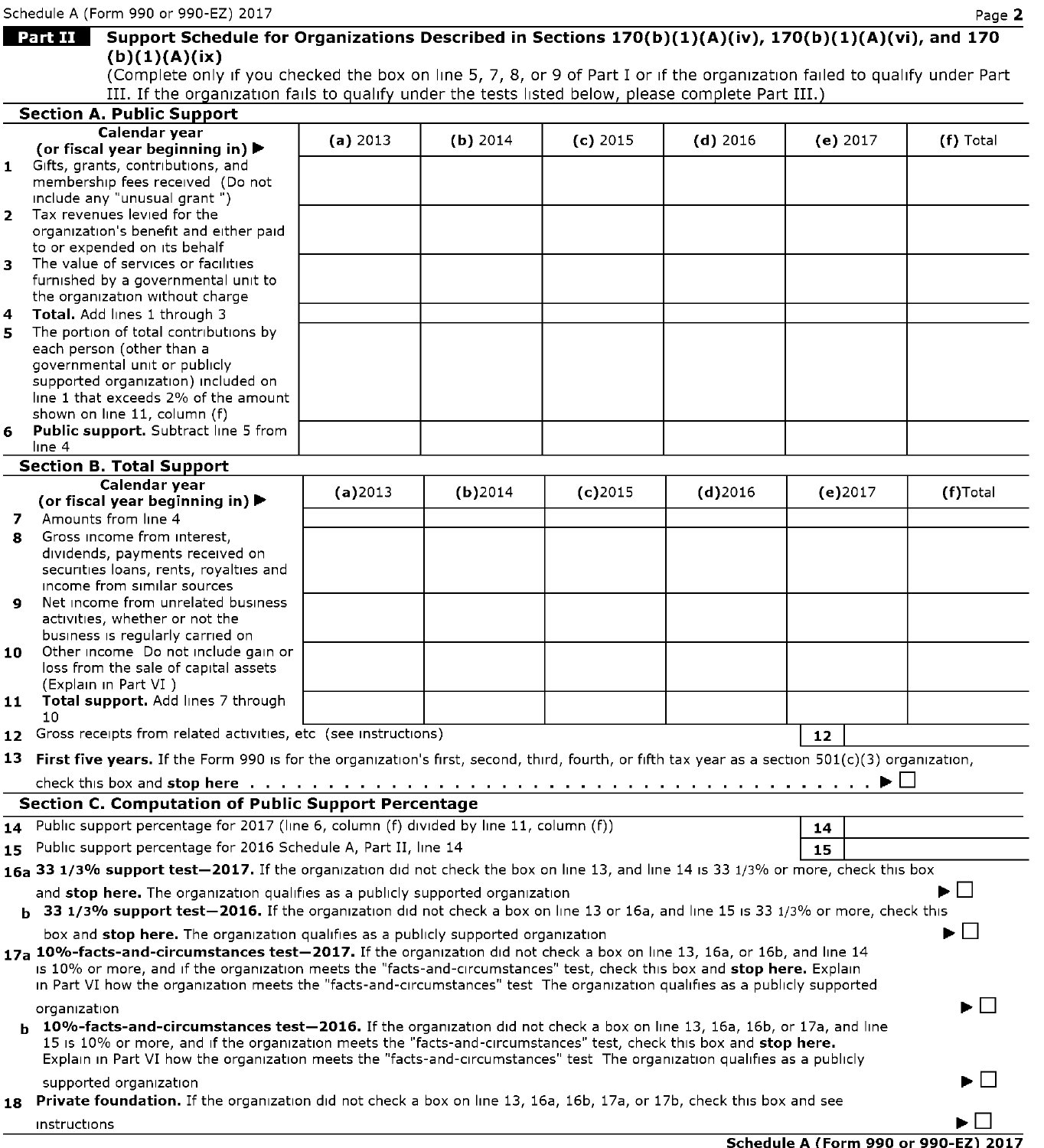Schedule A (Form 990 or 990-EZ) 2017

## Part II Support Schedule for Organizations Described in Sections 170(b)(1)(A)(iv), 170(b)(1)(A)(vi), and 170(b)(1)(A)(ix)

(Complete only if you checked the box on line 5, 7, 8, or 9 of Part I or if the organization failed to qualify under Part III. If the organization fails to qualify under the tests listed below, please complete Part III.)

### Section A. Public Support

| Calendar year (or fiscal year beginning in) ▶ | (a) 2013 | (b) 2014 | (c) 2015 | (d) 2016 | (e) 2017 | (f) Total |
|---|---|---|---|---|---|---|
| 1 Gifts, grants, contributions, and membership fees received (Do not include any "unusual grant ") | | | | | | |
| 2 Tax revenues levied for the organization's benefit and either paid to or expended on its behalf | | | | | | |
| 3 The value of services or facilities furnished by a governmental unit to the organization without charge | | | | | | |
| 4 **Total.** Add lines 1 through 3 | | | | | | |
| 5 The portion of total contributions by each person (other than a governmental unit or publicly supported organization) included on line 1 that exceeds 2% of the amount shown on line 11, column (f) | | | | | | |
| 6 **Public support.** Subtract line 5 from line 4 | | | | | | |

### Section B. Total Support

| Calendar year (or fiscal year beginning in) ▶ | (a)2013 | (b)2014 | (c)2015 | (d)2016 | (e)2017 | (f)Total |
|---|---|---|---|---|---|---|
| 7 Amounts from line 4 | | | | | | |
| 8 Gross income from interest, dividends, payments received on securities loans, rents, royalties and income from similar sources | | | | | | |
| 9 Net income from unrelated business activities, whether or not the business is regularly carried on | | | | | | |
| 10 Other income Do not include gain or loss from the sale of capital assets (Explain in Part VI ) | | | | | | |
| 11 **Total support.** Add lines 7 through 10 | | | | | | |

12 Gross receipts from related activities, etc (see instructions) | 12 |

13 **First five years.** If the Form 990 is for the organization's first, second, third, fourth, or fifth tax year as a section 501(c)(3) organization, check this box and **stop here** . . . ▶ ☐

### Section C. Computation of Public Support Percentage

14 Public support percentage for 2017 (line 6, column (f) divided by line 11, column (f)) | 14 |

15 Public support percentage for 2016 Schedule A, Part II, line 14 | 15 |

16a **33 1/3% support test—2017.** If the organization did not check the box on line 13, and line 14 is 33 1/3% or more, check this box and **stop here.** The organization qualifies as a publicly supported organization ▶ ☐

b **33 1/3% support test—2016.** If the organization did not check a box on line 13 or 16a, and line 15 is 33 1/3% or more, check this box and **stop here.** The organization qualifies as a publicly supported organization ▶ ☐

17a **10%-facts-and-circumstances test—2017.** If the organization did not check a box on line 13, 16a, or 16b, and line 14 is 10% or more, and if the organization meets the "facts-and-circumstances" test, check this box and **stop here.** Explain in Part VI how the organization meets the "facts-and-circumstances" test The organization qualifies as a publicly supported organization ▶ ☐

b **10%-facts-and-circumstances test—2016.** If the organization did not check a box on line 13, 16a, 16b, or 17a, and line 15 is 10% or more, and if the organization meets the "facts-and-circumstances" test, check this box and **stop here.** Explain in Part VI how the organization meets the "facts-and-circumstances" test The organization qualifies as a publicly supported organization ▶ ☐

18 **Private foundation.** If the organization did not check a box on line 13, 16a, 16b, 17a, or 17b, check this box and see instructions ▶ ☐

**Schedule A (Form 990 or 990-EZ) 2017**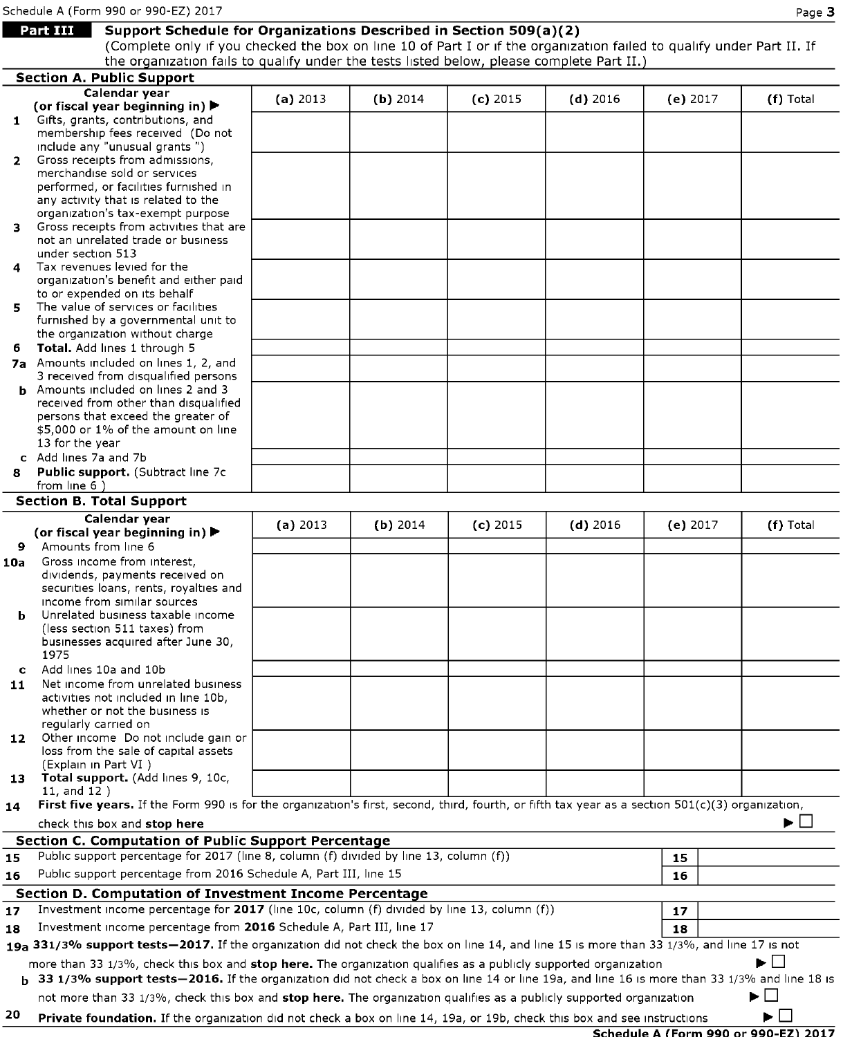Schedule A (Form 990 or 990-EZ) 2017

## Part III Support Schedule for Organizations Described in Section 509(a)(2)

(Complete only if you checked the box on line 10 of Part I or if the organization failed to qualify under Part II. If the organization fails to qualify under the tests listed below, please complete Part II.)

### Section A. Public Support

| Calendar year (or fiscal year beginning in) ▶ | (a) 2013 | (b) 2014 | (c) 2015 | (d) 2016 | (e) 2017 | (f) Total |
|---|---|---|---|---|---|---|
| **1** Gifts, grants, contributions, and membership fees received (Do not include any "unusual grants ") | | | | | | |
| **2** Gross receipts from admissions, merchandise sold or services performed, or facilities furnished in any activity that is related to the organization's tax-exempt purpose | | | | | | |
| **3** Gross receipts from activities that are not an unrelated trade or business under section 513 | | | | | | |
| **4** Tax revenues levied for the organization's benefit and either paid to or expended on its behalf | | | | | | |
| **5** The value of services or facilities furnished by a governmental unit to the organization without charge | | | | | | |
| **6** **Total.** Add lines 1 through 5 | | | | | | |
| **7a** Amounts included on lines 1, 2, and 3 received from disqualified persons | | | | | | |
| **b** Amounts included on lines 2 and 3 received from other than disqualified persons that exceed the greater of $5,000 or 1% of the amount on line 13 for the year | | | | | | |
| **c** Add lines 7a and 7b | | | | | | |
| **8** **Public support.** (Subtract line 7c from line 6 ) | | | | | | |

### Section B. Total Support

| Calendar year (or fiscal year beginning in) ▶ | (a) 2013 | (b) 2014 | (c) 2015 | (d) 2016 | (e) 2017 | (f) Total |
|---|---|---|---|---|---|---|
| **9** Amounts from line 6 | | | | | | |
| **10a** Gross income from interest, dividends, payments received on securities loans, rents, royalties and income from similar sources | | | | | | |
| **b** Unrelated business taxable income (less section 511 taxes) from businesses acquired after June 30, 1975 | | | | | | |
| **c** Add lines 10a and 10b | | | | | | |
| **11** Net income from unrelated business activities not included in line 10b, whether or not the business is regularly carried on | | | | | | |
| **12** Other income Do not include gain or loss from the sale of capital assets (Explain in Part VI ) | | | | | | |
| **13** **Total support.** (Add lines 9, 10c, 11, and 12 ) | | | | | | |

**14** **First five years.** If the Form 990 is for the organization's first, second, third, fourth, or fifth tax year as a section 501(c)(3) organization, check this box and **stop here** ▶ ☐

### Section C. Computation of Public Support Percentage

| | | | |
|---|---|---|---|
| **15** | Public support percentage for 2017 (line 8, column (f) divided by line 13, column (f)) | 15 | |
| **16** | Public support percentage from 2016 Schedule A, Part III, line 15 | 16 | |

### Section D. Computation of Investment Income Percentage

| | | | |
|---|---|---|---|
| **17** | Investment income percentage for **2017** (line 10c, column (f) divided by line 13, column (f)) | 17 | |
| **18** | Investment income percentage from **2016** Schedule A, Part III, line 17 | 18 | |

**19a** **33 1/3% support tests—2017.** If the organization did not check the box on line 14, and line 15 is more than 33 1/3%, and line 17 is not more than 33 1/3%, check this box and **stop here.** The organization qualifies as a publicly supported organization ▶ ☐

**b** **33 1/3% support tests—2016.** If the organization did not check a box on line 14 or line 19a, and line 16 is more than 33 1/3% and line 18 is not more than 33 1/3%, check this box and **stop here.** The organization qualifies as a publicly supported organization ▶ ☐

**20** **Private foundation.** If the organization did not check a box on line 14, 19a, or 19b, check this box and see instructions ▶ ☐

**Schedule A (Form 990 or 990-EZ) 2017**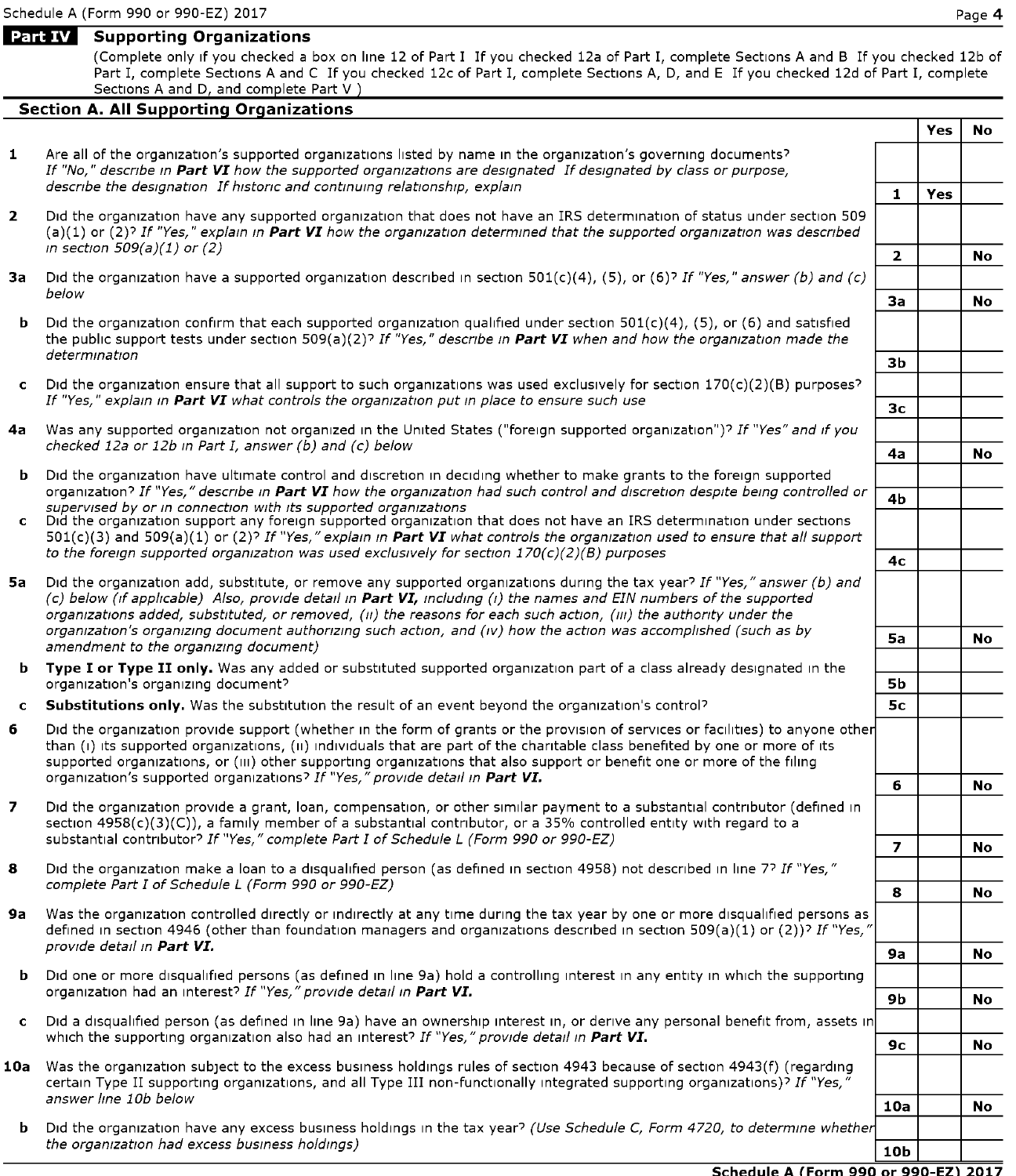## Part IV Supporting Organizations

(Complete only if you checked a box on line 12 of Part I If you checked 12a of Part I, complete Sections A and B If you checked 12b of Part I, complete Sections A and C If you checked 12c of Part I, complete Sections A, D, and E If you checked 12d of Part I, complete Sections A and D, and complete Part V )

### Section A. All Supporting Organizations

| | | | Yes | No |
|---|---|---|---|---|
| **1** | Are all of the organization's supported organizations listed by name in the organization's governing documents? *If "No," describe in **Part VI** how the supported organizations are designated If designated by class or purpose, describe the designation If historic and continuing relationship, explain* | 1 | Yes | |
| **2** | Did the organization have any supported organization that does not have an IRS determination of status under section 509 (a)(1) or (2)? *If "Yes," explain in **Part VI** how the organization determined that the supported organization was described in section 509(a)(1) or (2)* | 2 | | No |
| **3a** | Did the organization have a supported organization described in section 501(c)(4), (5), or (6)? *If "Yes," answer (b) and (c) below* | 3a | | No |
| **b** | Did the organization confirm that each supported organization qualified under section 501(c)(4), (5), or (6) and satisfied the public support tests under section 509(a)(2)? *If "Yes," describe in **Part VI** when and how the organization made the determination* | 3b | | |
| **c** | Did the organization ensure that all support to such organizations was used exclusively for section 170(c)(2)(B) purposes? *If "Yes," explain in **Part VI** what controls the organization put in place to ensure such use* | 3c | | |
| **4a** | Was any supported organization not organized in the United States ("foreign supported organization")? *If "Yes" and if you checked 12a or 12b in Part I, answer (b) and (c) below* | 4a | | No |
| **b** | Did the organization have ultimate control and discretion in deciding whether to make grants to the foreign supported organization? *If "Yes," describe in **Part VI** how the organization had such control and discretion despite being controlled or supervised by or in connection with its supported organizations* | 4b | | |
| **c** | Did the organization support any foreign supported organization that does not have an IRS determination under sections 501(c)(3) and 509(a)(1) or (2)? *If "Yes," explain in **Part VI** what controls the organization used to ensure that all support to the foreign supported organization was used exclusively for section 170(c)(2)(B) purposes* | 4c | | |
| **5a** | Did the organization add, substitute, or remove any supported organizations during the tax year? *If "Yes," answer (b) and (c) below (if applicable) Also, provide detail in **Part VI,** including (i) the names and EIN numbers of the supported organizations added, substituted, or removed, (ii) the reasons for each such action, (iii) the authority under the organization's organizing document authorizing such action, and (iv) how the action was accomplished (such as by amendment to the organizing document)* | 5a | | No |
| **b** | **Type I or Type II only.** Was any added or substituted supported organization part of a class already designated in the organization's organizing document? | 5b | | |
| **c** | **Substitutions only.** Was the substitution the result of an event beyond the organization's control? | 5c | | |
| **6** | Did the organization provide support (whether in the form of grants or the provision of services or facilities) to anyone other than (i) its supported organizations, (ii) individuals that are part of the charitable class benefited by one or more of its supported organizations, or (iii) other supporting organizations that also support or benefit one or more of the filing organization's supported organizations? *If "Yes," provide detail in **Part VI.*** | 6 | | No |
| **7** | Did the organization provide a grant, loan, compensation, or other similar payment to a substantial contributor (defined in section 4958(c)(3)(C)), a family member of a substantial contributor, or a 35% controlled entity with regard to a substantial contributor? *If "Yes," complete Part I of Schedule L (Form 990 or 990-EZ)* | 7 | | No |
| **8** | Did the organization make a loan to a disqualified person (as defined in section 4958) not described in line 7? *If "Yes," complete Part I of Schedule L (Form 990 or 990-EZ)* | 8 | | No |
| **9a** | Was the organization controlled directly or indirectly at any time during the tax year by one or more disqualified persons as defined in section 4946 (other than foundation managers and organizations described in section 509(a)(1) or (2))? *If "Yes," provide detail in **Part VI.*** | 9a | | No |
| **b** | Did one or more disqualified persons (as defined in line 9a) hold a controlling interest in any entity in which the supporting organization had an interest? *If "Yes," provide detail in **Part VI.*** | 9b | | No |
| **c** | Did a disqualified person (as defined in line 9a) have an ownership interest in, or derive any personal benefit from, assets in which the supporting organization also had an interest? *If "Yes," provide detail in **Part VI.*** | 9c | | No |
| **10a** | Was the organization subject to the excess business holdings rules of section 4943 because of section 4943(f) (regarding certain Type II supporting organizations, and all Type III non-functionally integrated supporting organizations)? *If "Yes," answer line 10b below* | 10a | | No |
| **b** | Did the organization have any excess business holdings in the tax year? *(Use Schedule C, Form 4720, to determine whether the organization had excess business holdings)* | 10b | | |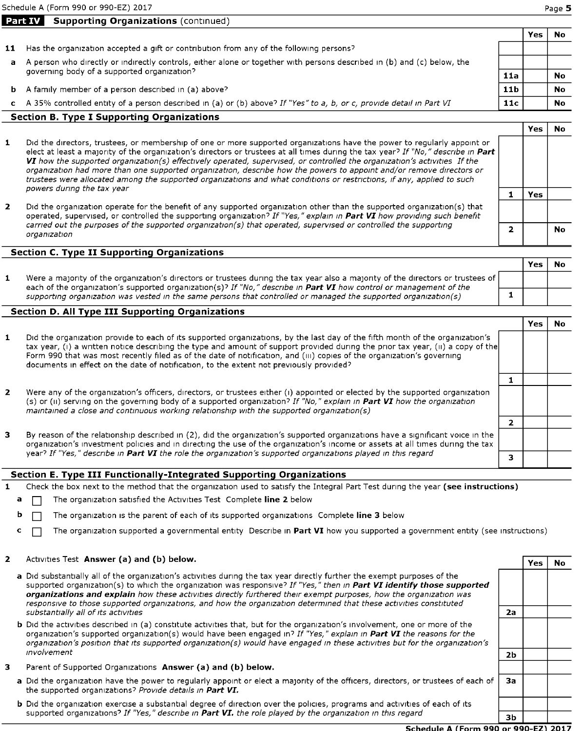## Part IV Supporting Organizations (continued)

| | | | Yes | No |
|---|---|---|---|---|
| **11** | Has the organization accepted a gift or contribution from any of the following persons? | | | |
| a | A person who directly or indirectly controls, either alone or together with persons described in (b) and (c) below, the governing body of a supported organization? | 11a | | No |
| b | A family member of a person described in (a) above? | 11b | | No |
| c | A 35% controlled entity of a person described in (a) or (b) above? *If "Yes" to a, b, or c, provide detail in Part VI* | 11c | | No |

### Section B. Type I Supporting Organizations

| | | | Yes | No |
|---|---|---|---|---|
| **1** | Did the directors, trustees, or membership of one or more supported organizations have the power to regularly appoint or elect at least a majority of the organization's directors or trustees at all times during the tax year? *If "No," describe in **Part VI** how the supported organization(s) effectively operated, supervised, or controlled the organization's activities If the organization had more than one supported organization, describe how the powers to appoint and/or remove directors or trustees were allocated among the supported organizations and what conditions or restrictions, if any, applied to such powers during the tax year* | 1 | Yes | |
| **2** | Did the organization operate for the benefit of any supported organization other than the supported organization(s) that operated, supervised, or controlled the supporting organization? *If "Yes," explain in **Part VI** how providing such benefit carried out the purposes of the supported organization(s) that operated, supervised or controlled the supporting organization* | 2 | | No |

### Section C. Type II Supporting Organizations

| | | | Yes | No |
|---|---|---|---|---|
| **1** | Were a majority of the organization's directors or trustees during the tax year also a majority of the directors or trustees of each of the organization's supported organization(s)? *If "No," describe in **Part VI** how control or management of the supporting organization was vested in the same persons that controlled or managed the supported organization(s)* | 1 | | |

### Section D. All Type III Supporting Organizations

| | | | Yes | No |
|---|---|---|---|---|
| **1** | Did the organization provide to each of its supported organizations, by the last day of the fifth month of the organization's tax year, (i) a written notice describing the type and amount of support provided during the prior tax year, (ii) a copy of the Form 990 that was most recently filed as of the date of notification, and (iii) copies of the organization's governing documents in effect on the date of notification, to the extent not previously provided? | 1 | | |
| **2** | Were any of the organization's officers, directors, or trustees either (i) appointed or elected by the supported organization (s) or (ii) serving on the governing body of a supported organization? *If "No," explain in **Part VI** how the organization maintained a close and continuous working relationship with the supported organization(s)* | 2 | | |
| **3** | By reason of the relationship described in (2), did the organization's supported organizations have a significant voice in the organization's investment policies and in directing the use of the organization's income or assets at all times during the tax year? *If "Yes," describe in **Part VI** the role the organization's supported organizations played in this regard* | 3 | | |

### Section E. Type III Functionally-Integrated Supporting Organizations

**1** Check the box next to the method that the organization used to satisfy the Integral Part Test during the year **(see instructions)**

- a ☐ The organization satisfied the Activities Test Complete **line 2** below
- b ☐ The organization is the parent of each of its supported organizations Complete **line 3** below
- c ☐ The organization supported a governmental entity Describe in **Part VI** how you supported a government entity (see instructions)

| | | | Yes | No |
|---|---|---|---|---|
| **2** | Activities Test **Answer (a) and (b) below.** | | | |
| a | Did substantially all of the organization's activities during the tax year directly further the exempt purposes of the supported organization(s) to which the organization was responsive? *If "Yes," then in **Part VI identify those supported organizations and explain** how these activities directly furthered their exempt purposes, how the organization was responsive to those supported organizations, and how the organization determined that these activities constituted substantially all of its activities* | 2a | | |
| b | Did the activities described in (a) constitute activities that, but for the organization's involvement, one or more of the organization's supported organization(s) would have been engaged in? *If "Yes," explain in **Part VI** the reasons for the organization's position that its supported organization(s) would have engaged in these activities but for the organization's involvement* | 2b | | |
| **3** | Parent of Supported Organizations **Answer (a) and (b) below.** | | | |
| a | Did the organization have the power to regularly appoint or elect a majority of the officers, directors, or trustees of each of the supported organizations? *Provide details in **Part VI.*** | 3a | | |
| b | Did the organization exercise a substantial degree of direction over the policies, programs and activities of each of its supported organizations? *If "Yes," describe in **Part VI.** the role played by the organization in this regard* | 3b | | |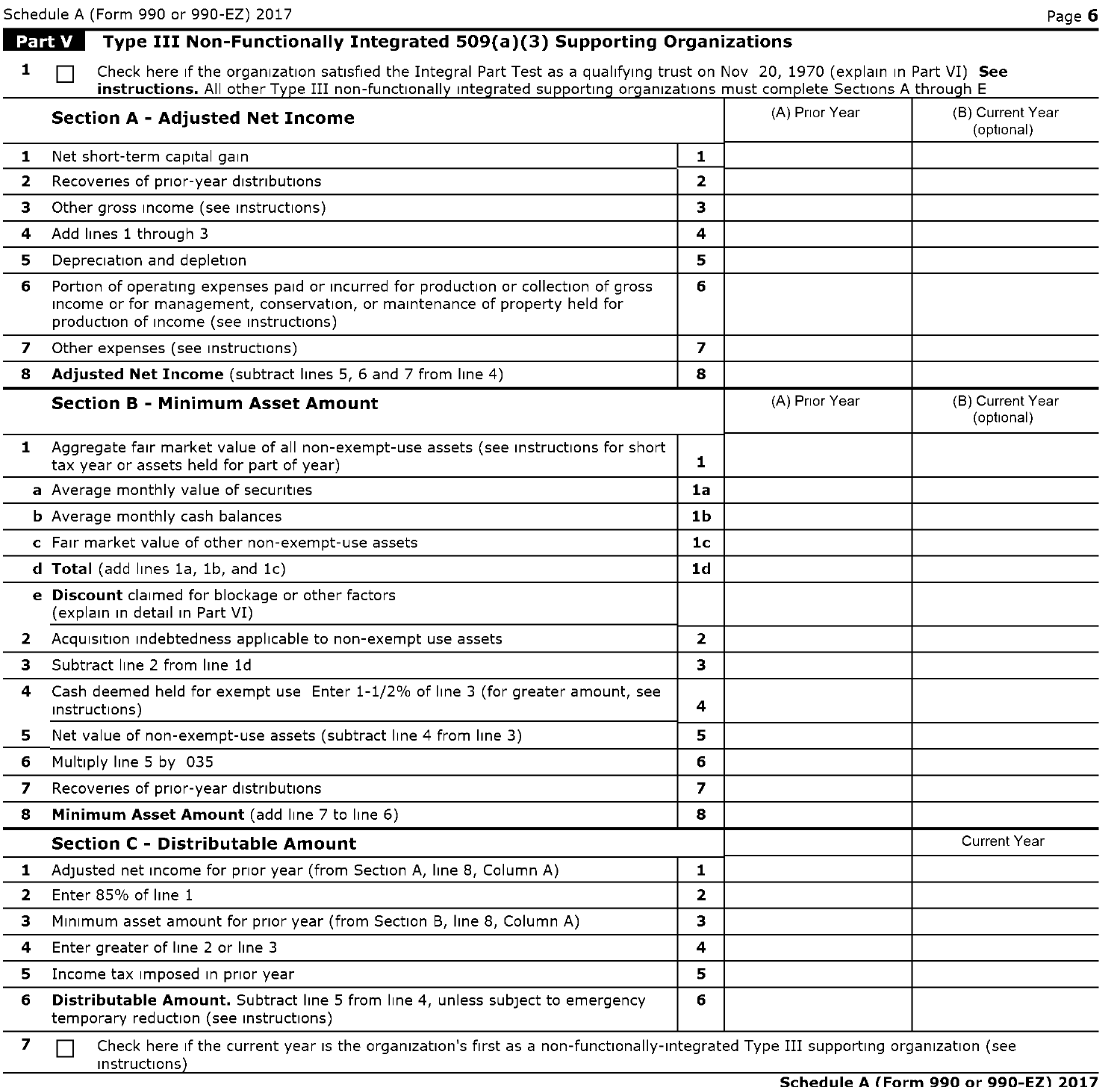Schedule A (Form 990 or 990-EZ) 2017

## Part V Type III Non-Functionally Integrated 509(a)(3) Supporting Organizations

**1** ☐ Check here if the organization satisfied the Integral Part Test as a qualifying trust on Nov 20, 1970 (explain in Part VI) **See instructions.** All other Type III non-functionally integrated supporting organizations must complete Sections A through E

| **Section A - Adjusted Net Income** | | (A) Prior Year | (B) Current Year (optional) |
|---|---|---|---|
| **1** Net short-term capital gain | 1 | | |
| **2** Recoveries of prior-year distributions | 2 | | |
| **3** Other gross income (see instructions) | 3 | | |
| **4** Add lines 1 through 3 | 4 | | |
| **5** Depreciation and depletion | 5 | | |
| **6** Portion of operating expenses paid or incurred for production or collection of gross income or for management, conservation, or maintenance of property held for production of income (see instructions) | 6 | | |
| **7** Other expenses (see instructions) | 7 | | |
| **8** **Adjusted Net Income** (subtract lines 5, 6 and 7 from line 4) | 8 | | |

| **Section B - Minimum Asset Amount** | | (A) Prior Year | (B) Current Year (optional) |
|---|---|---|---|
| **1** Aggregate fair market value of all non-exempt-use assets (see instructions for short tax year or assets held for part of year) | 1 | | |
| **a** Average monthly value of securities | 1a | | |
| **b** Average monthly cash balances | 1b | | |
| **c** Fair market value of other non-exempt-use assets | 1c | | |
| **d** **Total** (add lines 1a, 1b, and 1c) | 1d | | |
| **e** **Discount** claimed for blockage or other factors (explain in detail in Part VI) | | | |
| **2** Acquisition indebtedness applicable to non-exempt use assets | 2 | | |
| **3** Subtract line 2 from line 1d | 3 | | |
| **4** Cash deemed held for exempt use Enter 1-1/2% of line 3 (for greater amount, see instructions) | 4 | | |
| **5** Net value of non-exempt-use assets (subtract line 4 from line 3) | 5 | | |
| **6** Multiply line 5 by 035 | 6 | | |
| **7** Recoveries of prior-year distributions | 7 | | |
| **8** **Minimum Asset Amount** (add line 7 to line 6) | 8 | | |

| **Section C - Distributable Amount** | | | Current Year |
|---|---|---|---|
| **1** Adjusted net income for prior year (from Section A, line 8, Column A) | 1 | | |
| **2** Enter 85% of line 1 | 2 | | |
| **3** Minimum asset amount for prior year (from Section B, line 8, Column A) | 3 | | |
| **4** Enter greater of line 2 or line 3 | 4 | | |
| **5** Income tax imposed in prior year | 5 | | |
| **6** **Distributable Amount.** Subtract line 5 from line 4, unless subject to emergency temporary reduction (see instructions) | 6 | | |

**7** ☐ Check here if the current year is the organization's first as a non-functionally-integrated Type III supporting organization (see instructions)

**Schedule A (Form 990 or 990-EZ) 2017**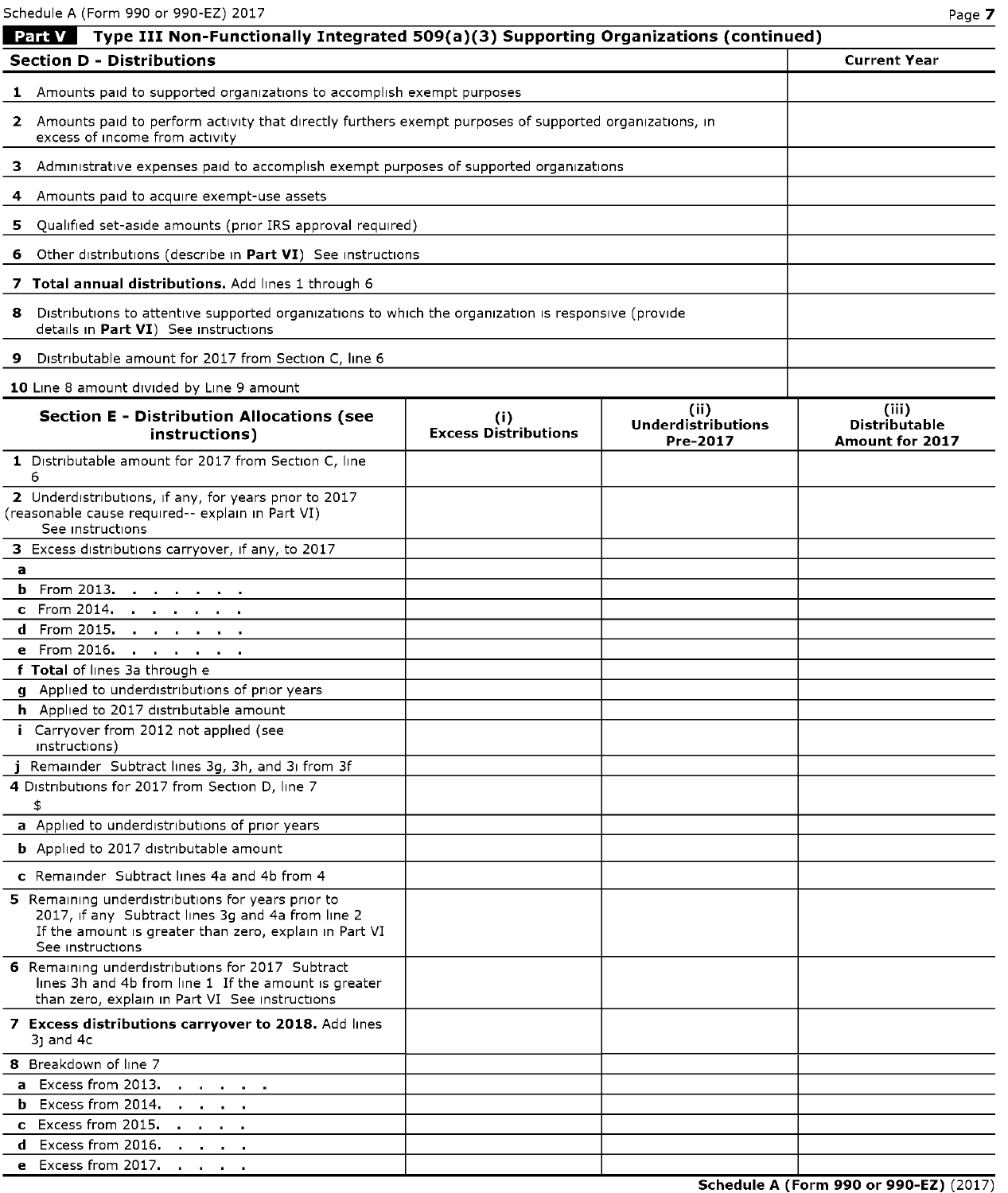## Part V Type III Non-Functionally Integrated 509(a)(3) Supporting Organizations (continued)

| Section D - Distributions | Current Year |
|---|---|
| 1 Amounts paid to supported organizations to accomplish exempt purposes | |
| 2 Amounts paid to perform activity that directly furthers exempt purposes of supported organizations, in excess of income from activity | |
| 3 Administrative expenses paid to accomplish exempt purposes of supported organizations | |
| 4 Amounts paid to acquire exempt-use assets | |
| 5 Qualified set-aside amounts (prior IRS approval required) | |
| 6 Other distributions (describe in **Part VI**) See instructions | |
| 7 **Total annual distributions.** Add lines 1 through 6 | |
| 8 Distributions to attentive supported organizations to which the organization is responsive (provide details in **Part VI**) See instructions | |
| 9 Distributable amount for 2017 from Section C, line 6 | |
| 10 Line 8 amount divided by Line 9 amount | |

| Section E - Distribution Allocations (see instructions) | (i) Excess Distributions | (ii) Underdistributions Pre-2017 | (iii) Distributable Amount for 2017 |
|---|---|---|---|
| 1 Distributable amount for 2017 from Section C, line 6 | | | |
| 2 Underdistributions, if any, for years prior to 2017 (reasonable cause required-- explain in Part VI) See instructions | | | |
| 3 Excess distributions carryover, if any, to 2017 | | | |
| a | | | |
| b From 2013. . . . . . . . | | | |
| c From 2014. . . . . . . . | | | |
| d From 2015. . . . . . . . | | | |
| e From 2016. . . . . . . . | | | |
| f **Total** of lines 3a through e | | | |
| g Applied to underdistributions of prior years | | | |
| h Applied to 2017 distributable amount | | | |
| i Carryover from 2012 not applied (see instructions) | | | |
| j Remainder Subtract lines 3g, 3h, and 3i from 3f | | | |
| 4 Distributions for 2017 from Section D, line 7 $ | | | |
| a Applied to underdistributions of prior years | | | |
| b Applied to 2017 distributable amount | | | |
| c Remainder Subtract lines 4a and 4b from 4 | | | |
| 5 Remaining underdistributions for years prior to 2017, if any Subtract lines 3g and 4a from line 2 If the amount is greater than zero, explain in Part VI See instructions | | | |
| 6 Remaining underdistributions for 2017 Subtract lines 3h and 4b from line 1 If the amount is greater than zero, explain in Part VI See instructions | | | |
| 7 **Excess distributions carryover to 2018.** Add lines 3j and 4c | | | |
| 8 Breakdown of line 7 | | | |
| a Excess from 2013. . . . . . | | | |
| b Excess from 2014. . . . . | | | |
| c Excess from 2015. . . . . | | | |
| d Excess from 2016. . . . . | | | |
| e Excess from 2017. . . . . | | | |

**Schedule A (Form 990 or 990-EZ)** (2017)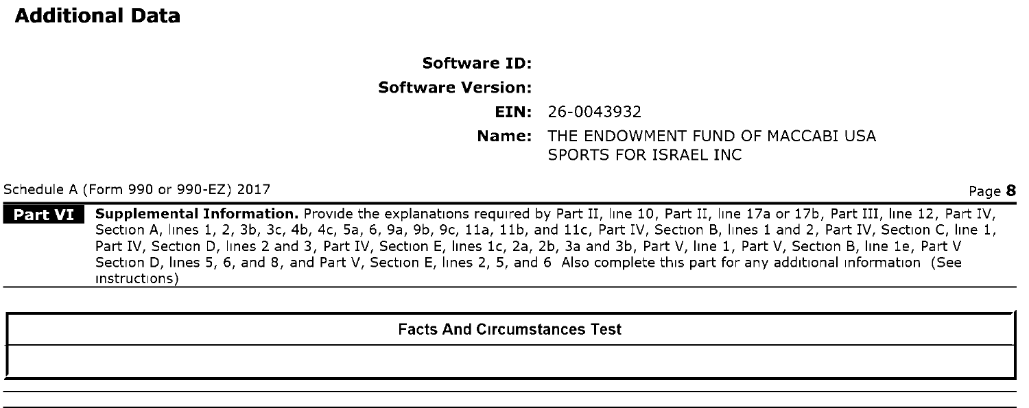## Additional Data

**Software ID:**

**Software Version:**

**EIN:** 26-0043932

**Name:** THE ENDOWMENT FUND OF MACCABI USA SPORTS FOR ISRAEL INC

Schedule A (Form 990 or 990-EZ) 2017

**Part VI** **Supplemental Information.** Provide the explanations required by Part II, line 10, Part II, line 17a or 17b, Part III, line 12, Part IV, Section A, lines 1, 2, 3b, 3c, 4b, 4c, 5a, 6, 9a, 9b, 9c, 11a, 11b, and 11c, Part IV, Section B, lines 1 and 2, Part IV, Section C, line 1, Part IV, Section D, lines 2 and 3, Part IV, Section E, lines 1c, 2a, 2b, 3a and 3b, Part V, line 1, Part V, Section B, line 1e, Part V Section D, lines 5, 6, and 8, and Part V, Section E, lines 2, 5, and 6 Also complete this part for any additional information (See instructions)

| Facts And Circumstances Test |
|---|
| |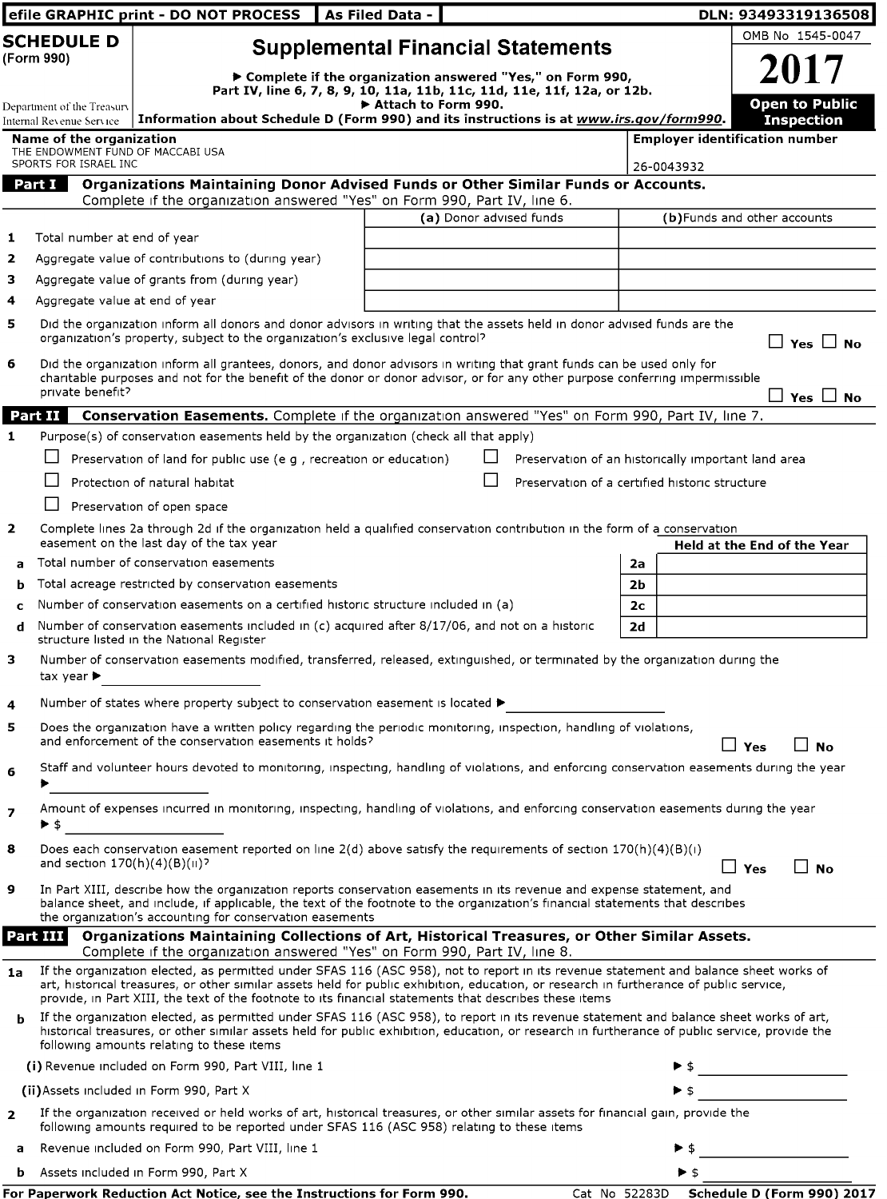efile GRAPHIC print - DO NOT PROCESS | As Filed Data - | DLN: 93493319136508

# SCHEDULE D (Form 990)

# Supplemental Financial Statements

▶ Complete if the organization answered "Yes," on Form 990, Part IV, line 6, 7, 8, 9, 10, 11a, 11b, 11c, 11d, 11e, 11f, 12a, or 12b.
▶ Attach to Form 990.
Information about Schedule D (Form 990) and its instructions is at *www.irs.gov/form990*.

Department of the Treasury
Internal Revenue Service

OMB No 1545-0047

**2017**

**Open to Public Inspection**

**Name of the organization**
THE ENDOWMENT FUND OF MACCABI USA SPORTS FOR ISRAEL INC

**Employer identification number**
26-0043932

## Part I Organizations Maintaining Donor Advised Funds or Other Similar Funds or Accounts.

Complete if the organization answered "Yes" on Form 990, Part IV, line 6.

| | | (a) Donor advised funds | (b) Funds and other accounts |
|---|---|---|---|
| 1 | Total number at end of year | | |
| 2 | Aggregate value of contributions to (during year) | | |
| 3 | Aggregate value of grants from (during year) | | |
| 4 | Aggregate value at end of year | | |

5 Did the organization inform all donors and donor advisors in writing that the assets held in donor advised funds are the organization's property, subject to the organization's exclusive legal control? ☐ Yes ☐ No

6 Did the organization inform all grantees, donors, and donor advisors in writing that grant funds can be used only for charitable purposes and not for the benefit of the donor or donor advisor, or for any other purpose conferring impermissible private benefit? ☐ Yes ☐ No

## Part II Conservation Easements.

Complete if the organization answered "Yes" on Form 990, Part IV, line 7.

1 Purpose(s) of conservation easements held by the organization (check all that apply)

☐ Preservation of land for public use (e g , recreation or education)
☐ Preservation of an historically important land area
☐ Protection of natural habitat
☐ Preservation of a certified historic structure
☐ Preservation of open space

2 Complete lines 2a through 2d if the organization held a qualified conservation contribution in the form of a conservation easement on the last day of the tax year

| | | | Held at the End of the Year |
|---|---|---|---|
| a | Total number of conservation easements | 2a | |
| b | Total acreage restricted by conservation easements | 2b | |
| c | Number of conservation easements on a certified historic structure included in (a) | 2c | |
| d | Number of conservation easements included in (c) acquired after 8/17/06, and not on a historic structure listed in the National Register | 2d | |

3 Number of conservation easements modified, transferred, released, extinguished, or terminated by the organization during the tax year ▶

4 Number of states where property subject to conservation easement is located ▶

5 Does the organization have a written policy regarding the periodic monitoring, inspection, handling of violations, and enforcement of the conservation easements it holds? ☐ Yes ☐ No

6 Staff and volunteer hours devoted to monitoring, inspecting, handling of violations, and enforcing conservation easements during the year ▶

7 Amount of expenses incurred in monitoring, inspecting, handling of violations, and enforcing conservation easements during the year ▶ $

8 Does each conservation easement reported on line 2(d) above satisfy the requirements of section 170(h)(4)(B)(i) and section 170(h)(4)(B)(ii)? ☐ Yes ☐ No

9 In Part XIII, describe how the organization reports conservation easements in its revenue and expense statement, and balance sheet, and include, if applicable, the text of the footnote to the organization's financial statements that describes the organization's accounting for conservation easements

## Part III Organizations Maintaining Collections of Art, Historical Treasures, or Other Similar Assets.

Complete if the organization answered "Yes" on Form 990, Part IV, line 8.

1a If the organization elected, as permitted under SFAS 116 (ASC 958), not to report in its revenue statement and balance sheet works of art, historical treasures, or other similar assets held for public exhibition, education, or research in furtherance of public service, provide, in Part XIII, the text of the footnote to its financial statements that describes these items

b If the organization elected, as permitted under SFAS 116 (ASC 958), to report in its revenue statement and balance sheet works of art, historical treasures, or other similar assets held for public exhibition, education, or research in furtherance of public service, provide the following amounts relating to these items

(i) Revenue included on Form 990, Part VIII, line 1 ▶ $

(ii) Assets included in Form 990, Part X ▶ $

2 If the organization received or held works of art, historical treasures, or other similar assets for financial gain, provide the following amounts required to be reported under SFAS 116 (ASC 958) relating to these items

a Revenue included on Form 990, Part VIII, line 1 ▶ $

b Assets included in Form 990, Part X ▶ $

For Paperwork Reduction Act Notice, see the Instructions for Form 990. Cat No 52283D Schedule D (Form 990) 2017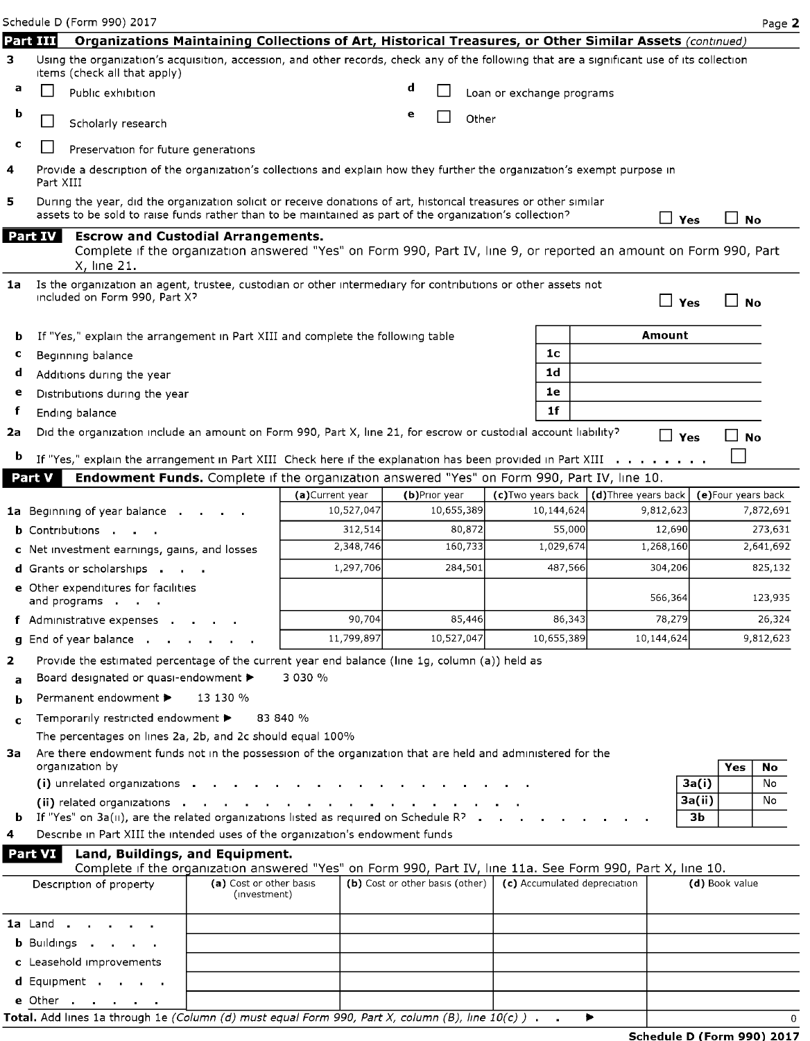Schedule D (Form 990) 2017

## Part III Organizations Maintaining Collections of Art, Historical Treasures, or Other Similar Assets *(continued)*

**3** Using the organization's acquisition, accession, and other records, check any of the following that are a significant use of its collection items (check all that apply)

- **a** ☐ Public exhibition
- **b** ☐ Scholarly research
- **c** ☐ Preservation for future generations
- **d** ☐ Loan or exchange programs
- **e** ☐ Other

**4** Provide a description of the organization's collections and explain how they further the organization's exempt purpose in Part XIII

**5** During the year, did the organization solicit or receive donations of art, historical treasures or other similar assets to be sold to raise funds rather than to be maintained as part of the organization's collection? ☐ Yes ☐ No

## Part IV Escrow and Custodial Arrangements.

Complete if the organization answered "Yes" on Form 990, Part IV, line 9, or reported an amount on Form 990, Part X, line 21.

**1a** Is the organization an agent, trustee, custodian or other intermediary for contributions or other assets not included on Form 990, Part X? ☐ Yes ☐ No

**b** If "Yes," explain the arrangement in Part XIII and complete the following table

| | | Amount |
|---|---|---|
| **c** Beginning balance | 1c | |
| **d** Additions during the year | 1d | |
| **e** Distributions during the year | 1e | |
| **f** Ending balance | 1f | |

**2a** Did the organization include an amount on Form 990, Part X, line 21, for escrow or custodial account liability? ☐ Yes ☐ No

**b** If "Yes," explain the arrangement in Part XIII Check here if the explanation has been provided in Part XIII ☐

## Part V Endowment Funds. Complete if the organization answered "Yes" on Form 990, Part IV, line 10.

| | (a) Current year | (b) Prior year | (c) Two years back | (d) Three years back | (e) Four years back |
|---|---|---|---|---|---|
| **1a** Beginning of year balance | 10,527,047 | 10,655,389 | 10,144,624 | 9,812,623 | 7,872,691 |
| **b** Contributions | 312,514 | 80,872 | 55,000 | 12,690 | 273,631 |
| **c** Net investment earnings, gains, and losses | 2,348,746 | 160,733 | 1,029,674 | 1,268,160 | 2,641,692 |
| **d** Grants or scholarships | 1,297,706 | 284,501 | 487,566 | 304,206 | 825,132 |
| **e** Other expenditures for facilities and programs | | | | 566,364 | 123,935 |
| **f** Administrative expenses | 90,704 | 85,446 | 86,343 | 78,279 | 26,324 |
| **g** End of year balance | 11,799,897 | 10,527,047 | 10,655,389 | 10,144,624 | 9,812,623 |

**2** Provide the estimated percentage of the current year end balance (line 1g, column (a)) held as

- **a** Board designated or quasi-endowment ▶ 3 030 %
- **b** Permanent endowment ▶ 13 130 %
- **c** Temporarily restricted endowment ▶ 83 840 %

The percentages on lines 2a, 2b, and 2c should equal 100%

**3a** Are there endowment funds not in the possession of the organization that are held and administered for the organization by

| | | Yes | No |
|---|---|---|---|
| (i) unrelated organizations | 3a(i) | | No |
| (ii) related organizations | 3a(ii) | | No |
| **b** If "Yes" on 3a(ii), are the related organizations listed as required on Schedule R? | 3b | | |

**4** Describe in Part XIII the intended uses of the organization's endowment funds

## Part VI Land, Buildings, and Equipment.

Complete if the organization answered "Yes" on Form 990, Part IV, line 11a. See Form 990, Part X, line 10.

| Description of property | (a) Cost or other basis (investment) | (b) Cost or other basis (other) | (c) Accumulated depreciation | (d) Book value |
|---|---|---|---|---|
| **1a** Land | | | | |
| **b** Buildings | | | | |
| **c** Leasehold improvements | | | | |
| **d** Equipment | | | | |
| **e** Other | | | | |

**Total.** Add lines 1a through 1e *(Column (d) must equal Form 990, Part X, column (B), line 10(c) )* ▶ 0

**Schedule D (Form 990) 2017**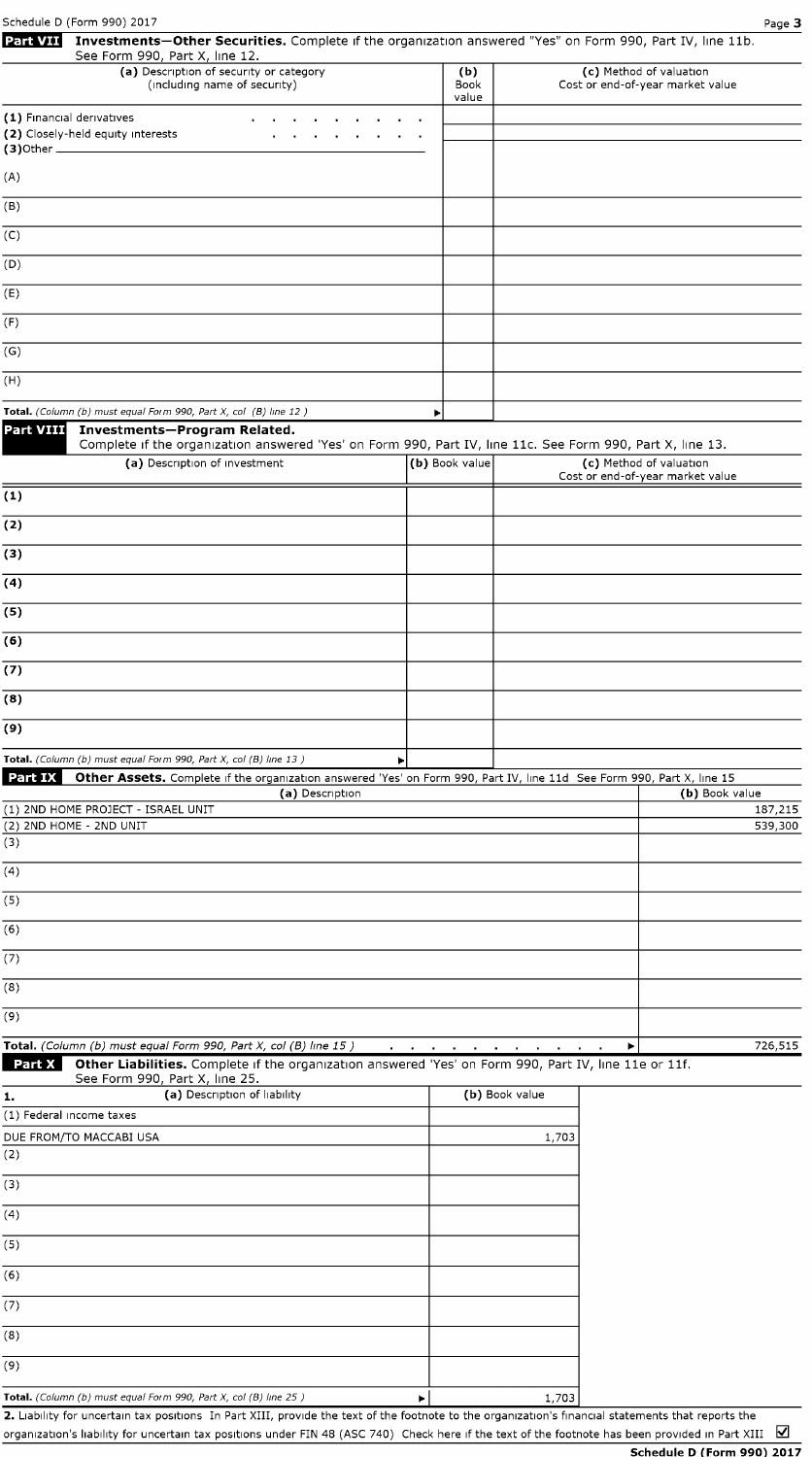Schedule D (Form 990) 2017 Page **3**

**Part VII Investments—Other Securities.** Complete if the organization answered "Yes" on Form 990, Part IV, line 11b. See Form 990, Part X, line 12.

| (a) Description of security or category (including name of security) | (b) Book value | (c) Method of valuation Cost or end-of-year market value |
|---|---|---|
| (1) Financial derivatives | | |
| (2) Closely-held equity interests | | |
| (3)Other | | |
| (A) | | |
| (B) | | |
| (C) | | |
| (D) | | |
| (E) | | |
| (F) | | |
| (G) | | |
| (H) | | |
| **Total.** *(Column (b) must equal Form 990, Part X, col (B) line 12 )* ▶ | | |

**Part VIII Investments—Program Related.**
Complete if the organization answered 'Yes' on Form 990, Part IV, line 11c. See Form 990, Part X, line 13.

| (a) Description of investment | (b) Book value | (c) Method of valuation Cost or end-of-year market value |
|---|---|---|
| (1) | | |
| (2) | | |
| (3) | | |
| (4) | | |
| (5) | | |
| (6) | | |
| (7) | | |
| (8) | | |
| (9) | | |
| **Total.** *(Column (b) must equal Form 990, Part X, col (B) line 13 )* ▶ | | |

**Part IX Other Assets.** Complete if the organization answered 'Yes' on Form 990, Part IV, line 11d See Form 990, Part X, line 15

| (a) Description | (b) Book value |
|---|---|
| (1) 2ND HOME PROJECT - ISRAEL UNIT | 187,215 |
| (2) 2ND HOME - 2ND UNIT | 539,300 |
| (3) | |
| (4) | |
| (5) | |
| (6) | |
| (7) | |
| (8) | |
| (9) | |
| **Total.** *(Column (b) must equal Form 990, Part X, col (B) line 15 )* ▶ | 726,515 |

**Part X Other Liabilities.** Complete if the organization answered 'Yes' on Form 990, Part IV, line 11e or 11f. See Form 990, Part X, line 25.

| 1. (a) Description of liability | (b) Book value |
|---|---|
| (1) Federal income taxes | |
| DUE FROM/TO MACCABI USA | 1,703 |
| (2) | |
| (3) | |
| (4) | |
| (5) | |
| (6) | |
| (7) | |
| (8) | |
| (9) | |
| **Total.** *(Column (b) must equal Form 990, Part X, col (B) line 25 )* ▶ | 1,703 |

**2.** Liability for uncertain tax positions In Part XIII, provide the text of the footnote to the organization's financial statements that reports the organization's liability for uncertain tax positions under FIN 48 (ASC 740) Check here if the text of the footnote has been provided in Part XIII ☑

**Schedule D (Form 990) 2017**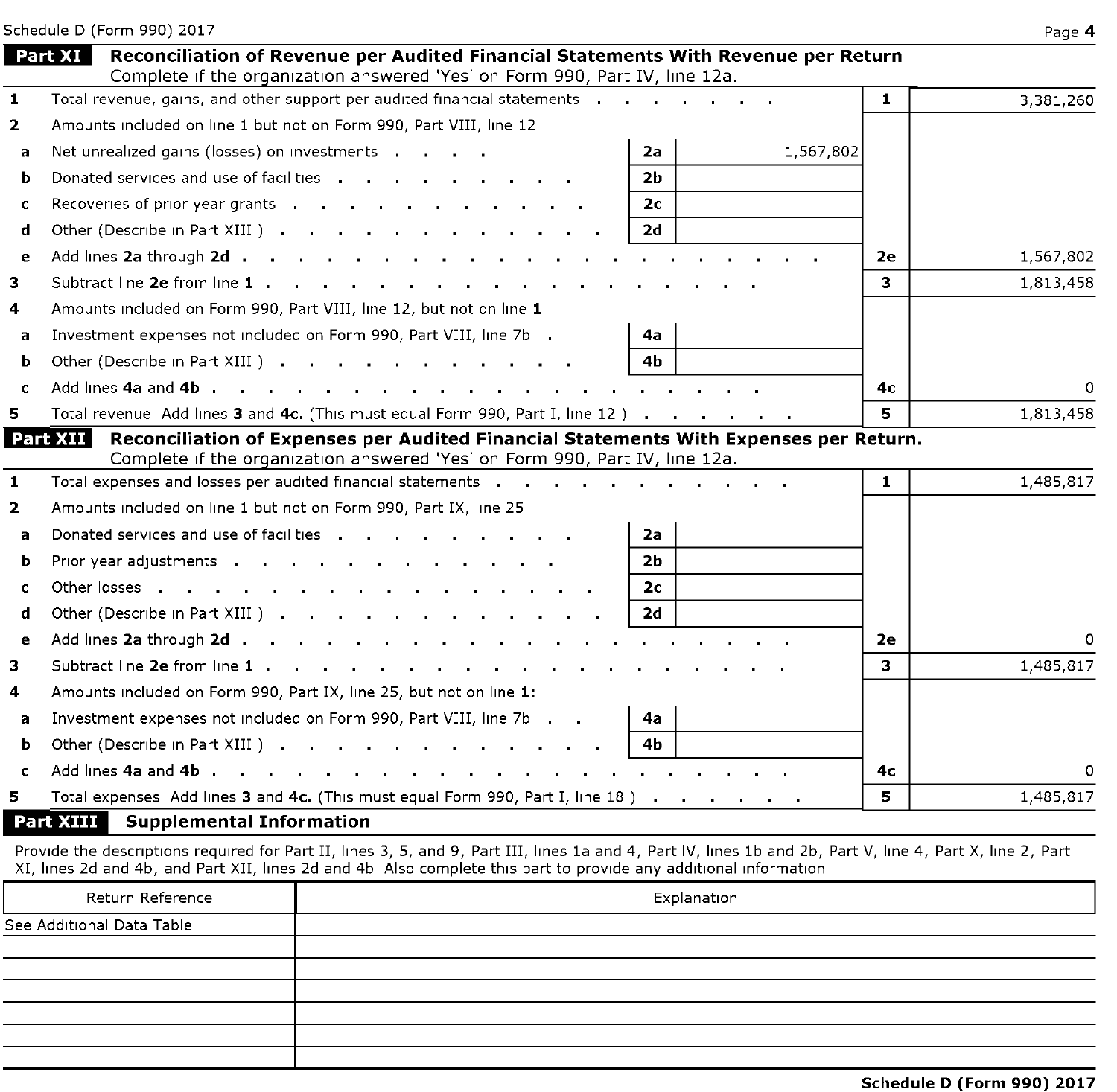Schedule D (Form 990) 2017 Page **4**

## Part XI Reconciliation of Revenue per Audited Financial Statements With Revenue per Return

Complete if the organization answered 'Yes' on Form 990, Part IV, line 12a.

| | | | | | |
|---|---|---|---|---|---|
| **1** | Total revenue, gains, and other support per audited financial statements | | | 1 | 3,381,260 |
| **2** | Amounts included on line 1 but not on Form 990, Part VIII, line 12 | | | | |
| a | Net unrealized gains (losses) on investments | 2a | 1,567,802 | | |
| b | Donated services and use of facilities | 2b | | | |
| c | Recoveries of prior year grants | 2c | | | |
| d | Other (Describe in Part XIII ) | 2d | | | |
| e | Add lines **2a** through **2d** | | | 2e | 1,567,802 |
| **3** | Subtract line **2e** from line **1** | | | 3 | 1,813,458 |
| **4** | Amounts included on Form 990, Part VIII, line 12, but not on line **1** | | | | |
| a | Investment expenses not included on Form 990, Part VIII, line 7b | 4a | | | |
| b | Other (Describe in Part XIII ) | 4b | | | |
| c | Add lines **4a** and **4b** | | | 4c | 0 |
| **5** | Total revenue Add lines **3** and **4c.** (This must equal Form 990, Part I, line 12 ) | | | 5 | 1,813,458 |

## Part XII Reconciliation of Expenses per Audited Financial Statements With Expenses per Return.

Complete if the organization answered 'Yes' on Form 990, Part IV, line 12a.

| | | | | | |
|---|---|---|---|---|---|
| **1** | Total expenses and losses per audited financial statements | | | 1 | 1,485,817 |
| **2** | Amounts included on line 1 but not on Form 990, Part IX, line 25 | | | | |
| a | Donated services and use of facilities | 2a | | | |
| b | Prior year adjustments | 2b | | | |
| c | Other losses | 2c | | | |
| d | Other (Describe in Part XIII ) | 2d | | | |
| e | Add lines **2a** through **2d** | | | 2e | 0 |
| **3** | Subtract line **2e** from line **1** | | | 3 | 1,485,817 |
| **4** | Amounts included on Form 990, Part IX, line 25, but not on line **1:** | | | | |
| a | Investment expenses not included on Form 990, Part VIII, line 7b | 4a | | | |
| b | Other (Describe in Part XIII ) | 4b | | | |
| c | Add lines **4a** and **4b** | | | 4c | 0 |
| **5** | Total expenses Add lines **3** and **4c.** (This must equal Form 990, Part I, line 18 ) | | | 5 | 1,485,817 |

## Part XIII Supplemental Information

Provide the descriptions required for Part II, lines 3, 5, and 9, Part III, lines 1a and 4, Part IV, lines 1b and 2b, Part V, line 4, Part X, line 2, Part XI, lines 2d and 4b, and Part XII, lines 2d and 4b Also complete this part to provide any additional information

| Return Reference | Explanation |
|---|---|
| See Additional Data Table | |
| | |
| | |
| | |
| | |
| | |
| | |

**Schedule D (Form 990) 2017**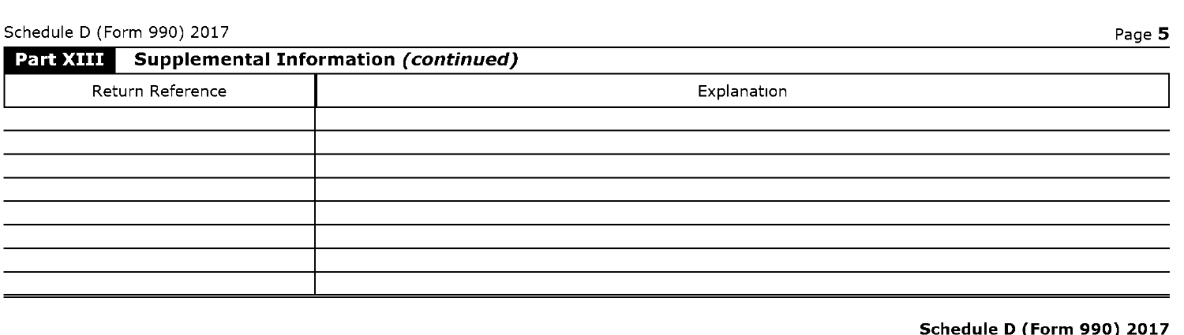## Part XIII Supplemental Information *(continued)*

| Return Reference | Explanation |
| --- | --- |
| | |
| | |
| | |
| | |
| | |
| | |
| | |
| | |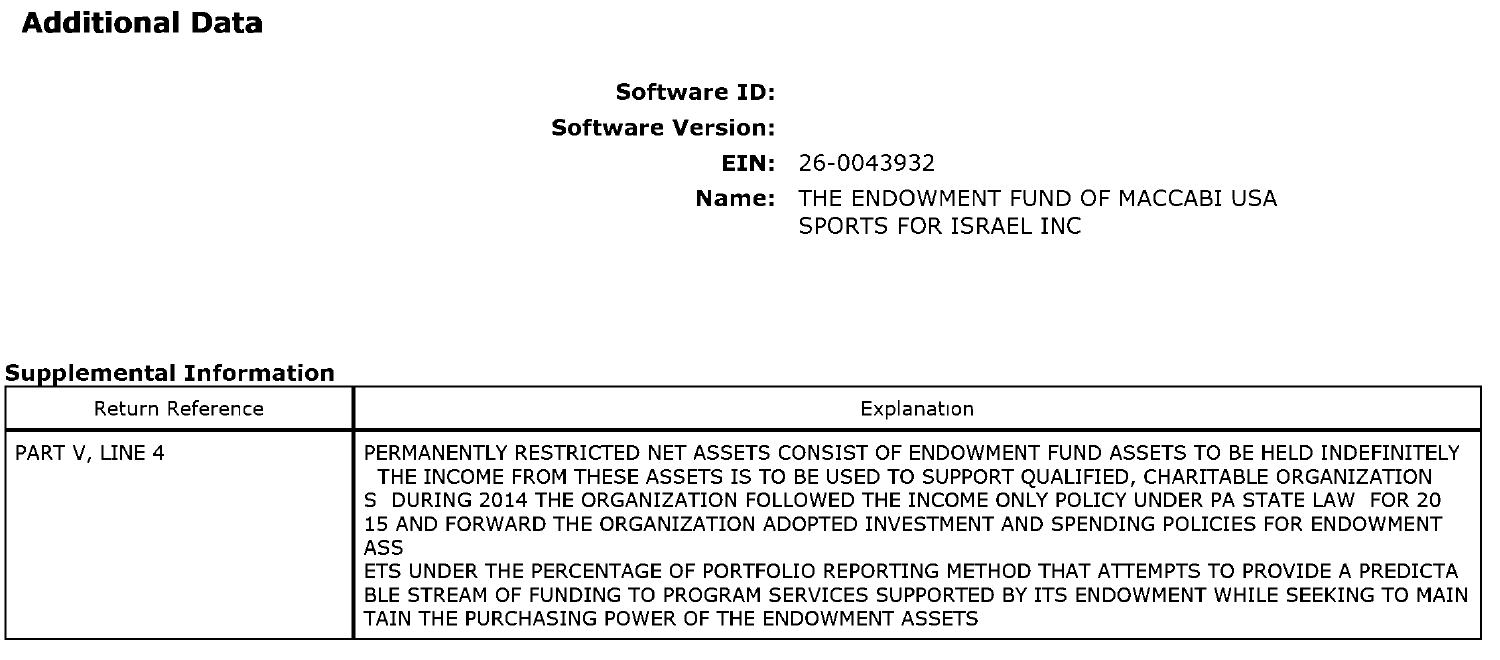## Additional Data

**Software ID:**
**Software Version:**
**EIN:** 26-0043932
**Name:** THE ENDOWMENT FUND OF MACCABI USA SPORTS FOR ISRAEL INC

**Supplemental Information**

| Return Reference | Explanation |
|---|---|
| PART V, LINE 4 | PERMANENTLY RESTRICTED NET ASSETS CONSIST OF ENDOWMENT FUND ASSETS TO BE HELD INDEFINITELY THE INCOME FROM THESE ASSETS IS TO BE USED TO SUPPORT QUALIFIED, CHARITABLE ORGANIZATION S DURING 2014 THE ORGANIZATION FOLLOWED THE INCOME ONLY POLICY UNDER PA STATE LAW FOR 20 15 AND FORWARD THE ORGANIZATION ADOPTED INVESTMENT AND SPENDING POLICIES FOR ENDOWMENT ASS ETS UNDER THE PERCENTAGE OF PORTFOLIO REPORTING METHOD THAT ATTEMPTS TO PROVIDE A PREDICTA BLE STREAM OF FUNDING TO PROGRAM SERVICES SUPPORTED BY ITS ENDOWMENT WHILE SEEKING TO MAIN TAIN THE PURCHASING POWER OF THE ENDOWMENT ASSETS |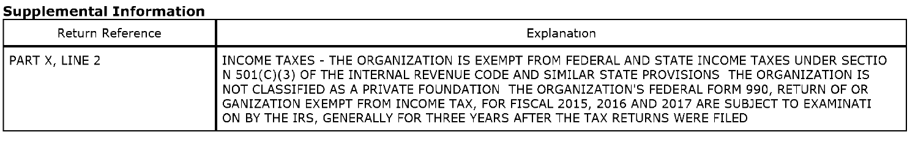## Supplemental Information

| Return Reference | Explanation |
| --- | --- |
| PART X, LINE 2 | INCOME TAXES - THE ORGANIZATION IS EXEMPT FROM FEDERAL AND STATE INCOME TAXES UNDER SECTIO N 501(C)(3) OF THE INTERNAL REVENUE CODE AND SIMILAR STATE PROVISIONS THE ORGANIZATION IS NOT CLASSIFIED AS A PRIVATE FOUNDATION THE ORGANIZATION'S FEDERAL FORM 990, RETURN OF OR GANIZATION EXEMPT FROM INCOME TAX, FOR FISCAL 2015, 2016 AND 2017 ARE SUBJECT TO EXAMINATI ON BY THE IRS, GENERALLY FOR THREE YEARS AFTER THE TAX RETURNS WERE FILED |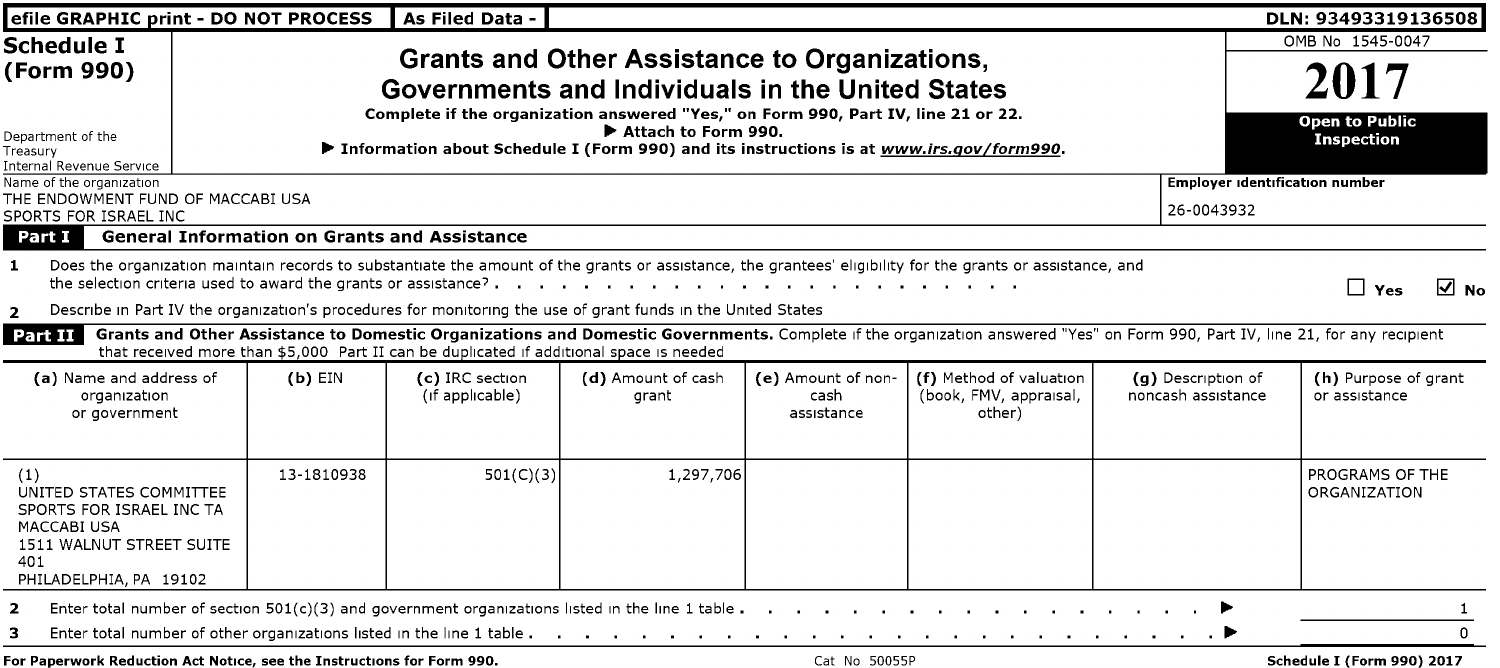efile GRAPHIC print - DO NOT PROCESS | As Filed Data - | DLN: 93493319136508

# Schedule I (Form 990)

## Grants and Other Assistance to Organizations, Governments and Individuals in the United States

**Complete if the organization answered "Yes," on Form 990, Part IV, line 21 or 22.**
▶ Attach to Form 990.
▶ Information about Schedule I (Form 990) and its instructions is at *www.irs.gov/form990*.

OMB No 1545-0047

**2017**

**Open to Public Inspection**

Department of the Treasury
Internal Revenue Service

Name of the organization
THE ENDOWMENT FUND OF MACCABI USA
SPORTS FOR ISRAEL INC

**Employer identification number**
26-0043932

**Part I — General Information on Grants and Assistance**

1 Does the organization maintain records to substantiate the amount of the grants or assistance, the grantees' eligibility for the grants or assistance, and the selection criteria used to award the grants or assistance? . . . . . . ☐ Yes ☑ No

2 Describe in Part IV the organization's procedures for monitoring the use of grant funds in the United States

**Part II — Grants and Other Assistance to Domestic Organizations and Domestic Governments.** Complete if the organization answered "Yes" on Form 990, Part IV, line 21, for any recipient that received more than $5,000 Part II can be duplicated if additional space is needed

| (a) Name and address of organization or government | (b) EIN | (c) IRC section (if applicable) | (d) Amount of cash grant | (e) Amount of non-cash assistance | (f) Method of valuation (book, FMV, appraisal, other) | (g) Description of noncash assistance | (h) Purpose of grant or assistance |
|---|---|---|---|---|---|---|---|
| (1) UNITED STATES COMMITTEE SPORTS FOR ISRAEL INC TA MACCABI USA 1511 WALNUT STREET SUITE 401 PHILADELPHIA, PA 19102 | 13-1810938 | 501(C)(3) | 1,297,706 | | | | PROGRAMS OF THE ORGANIZATION |

2 Enter total number of section 501(c)(3) and government organizations listed in the line 1 table . . . . . . ▶ 1

3 Enter total number of other organizations listed in the line 1 table . . . . . . ▶ 0

For Paperwork Reduction Act Notice, see the Instructions for Form 990. Cat No 50055P Schedule I (Form 990) 2017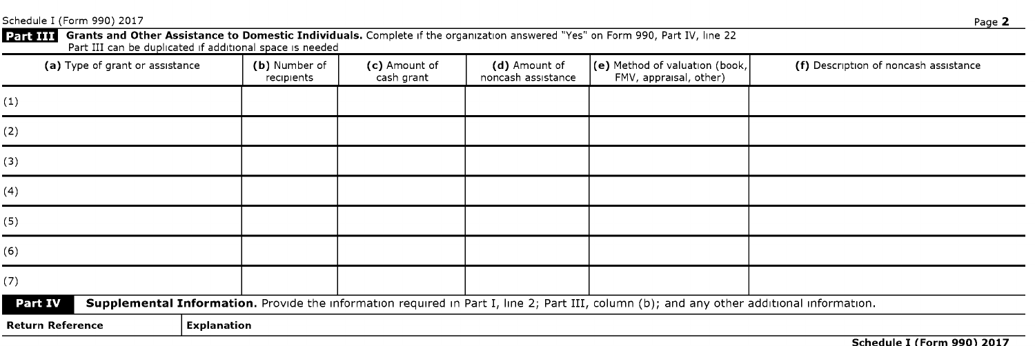Schedule I (Form 990) 2017 Page 2

**Part III** **Grants and Other Assistance to Domestic Individuals.** Complete if the organization answered "Yes" on Form 990, Part IV, line 22
Part III can be duplicated if additional space is needed

| (a) Type of grant or assistance | (b) Number of recipients | (c) Amount of cash grant | (d) Amount of noncash assistance | (e) Method of valuation (book, FMV, appraisal, other) | (f) Description of noncash assistance |
|---|---|---|---|---|---|
| (1) | | | | | |
| (2) | | | | | |
| (3) | | | | | |
| (4) | | | | | |
| (5) | | | | | |
| (6) | | | | | |
| (7) | | | | | |

**Part IV** **Supplemental Information.** Provide the information required in Part I, line 2; Part III, column (b); and any other additional information.

| Return Reference | Explanation |
|---|---|

**Schedule I (Form 990) 2017**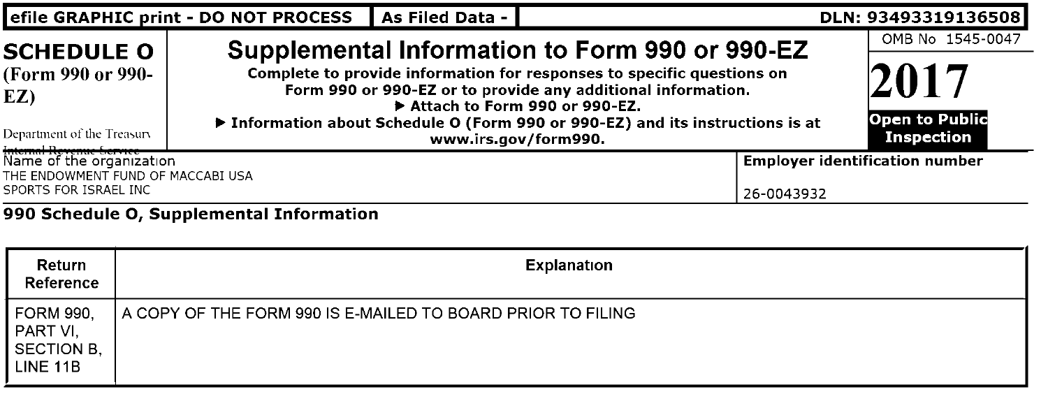efile GRAPHIC print - DO NOT PROCESS | As Filed Data - | DLN: 93493319136508

# SCHEDULE O (Form 990 or 990-EZ)

Department of the Treasury
Internal Revenue Service

## Supplemental Information to Form 990 or 990-EZ

**Complete to provide information for responses to specific questions on Form 990 or 990-EZ or to provide any additional information.**
**▶ Attach to Form 990 or 990-EZ.**
**▶ Information about Schedule O (Form 990 or 990-EZ) and its instructions is at www.irs.gov/form990.**

OMB No 1545-0047

**2017**

**Open to Public Inspection**

Name of the organization
THE ENDOWMENT FUND OF MACCABI USA
SPORTS FOR ISRAEL INC

**Employer identification number**
26-0043932

**990 Schedule O, Supplemental Information**

| Return Reference | Explanation |
|---|---|
| FORM 990, PART VI, SECTION B, LINE 11B | A COPY OF THE FORM 990 IS E-MAILED TO BOARD PRIOR TO FILING |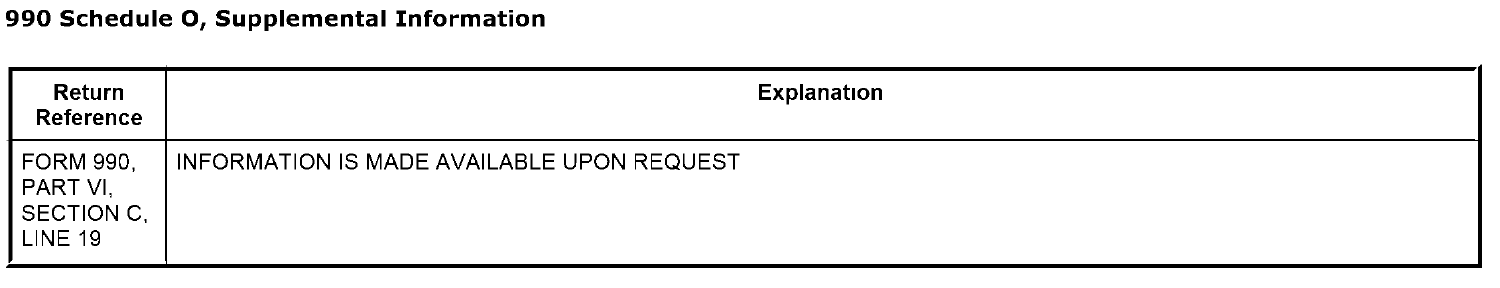### 990 Schedule O, Supplemental Information

| Return Reference | Explanation |
|---|---|
| FORM 990, PART VI, SECTION C, LINE 19 | INFORMATION IS MADE AVAILABLE UPON REQUEST |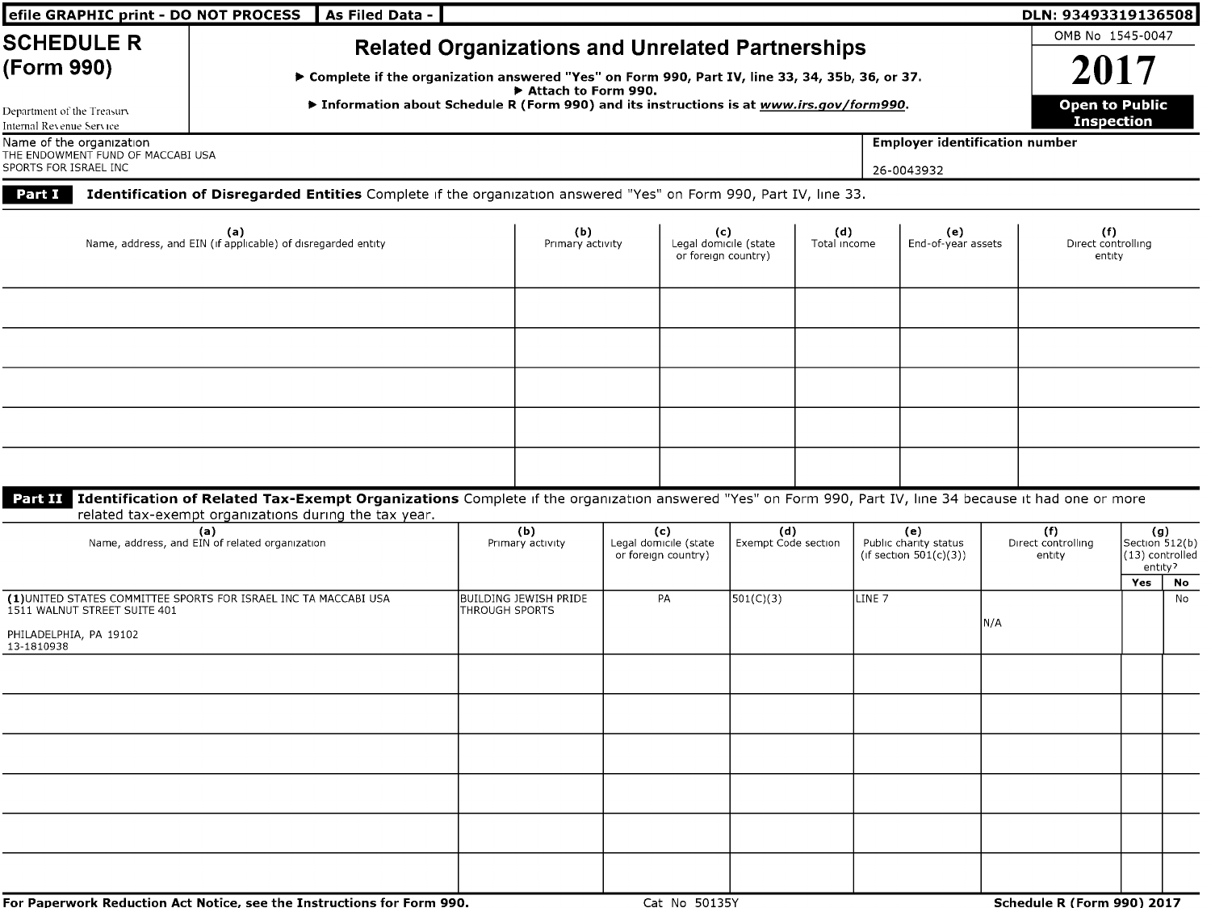efile GRAPHIC print - DO NOT PROCESS | As Filed Data - | DLN: 93493319136508

# SCHEDULE R (Form 990)

## Related Organizations and Unrelated Partnerships

▶ Complete if the organization answered "Yes" on Form 990, Part IV, line 33, 34, 35b, 36, or 37.
▶ Attach to Form 990.
▶ Information about Schedule R (Form 990) and its instructions is at *www.irs.gov/form990*.

OMB No 1545-0047

**2017**

**Open to Public Inspection**

Department of the Treasury
Internal Revenue Service

Name of the organization
THE ENDOWMENT FUND OF MACCABI USA SPORTS FOR ISRAEL INC

**Employer identification number**
26-0043932

**Part I** **Identification of Disregarded Entities** Complete if the organization answered "Yes" on Form 990, Part IV, line 33.

| (a) Name, address, and EIN (if applicable) of disregarded entity | (b) Primary activity | (c) Legal domicile (state or foreign country) | (d) Total income | (e) End-of-year assets | (f) Direct controlling entity |
|---|---|---|---|---|---|
| | | | | | |
| | | | | | |
| | | | | | |
| | | | | | |
| | | | | | |

**Part II** **Identification of Related Tax-Exempt Organizations** Complete if the organization answered "Yes" on Form 990, Part IV, line 34 because it had one or more related tax-exempt organizations during the tax year.

| (a) Name, address, and EIN of related organization | (b) Primary activity | (c) Legal domicile (state or foreign country) | (d) Exempt Code section | (e) Public charity status (if section 501(c)(3)) | (f) Direct controlling entity | (g) Section 512(b)(13) controlled entity? Yes | No |
|---|---|---|---|---|---|---|---|
| (1) UNITED STATES COMMITTEE SPORTS FOR ISRAEL INC TA MACCABI USA<br>1511 WALNUT STREET SUITE 401<br><br>PHILADELPHIA, PA 19102<br>13-1810938 | BUILDING JEWISH PRIDE THROUGH SPORTS | PA | 501(C)(3) | LINE 7 | N/A | | No |
| | | | | | | | |
| | | | | | | | |
| | | | | | | | |
| | | | | | | | |
| | | | | | | | |
| | | | | | | | |

For Paperwork Reduction Act Notice, see the Instructions for Form 990. Cat No 50135Y **Schedule R (Form 990) 2017**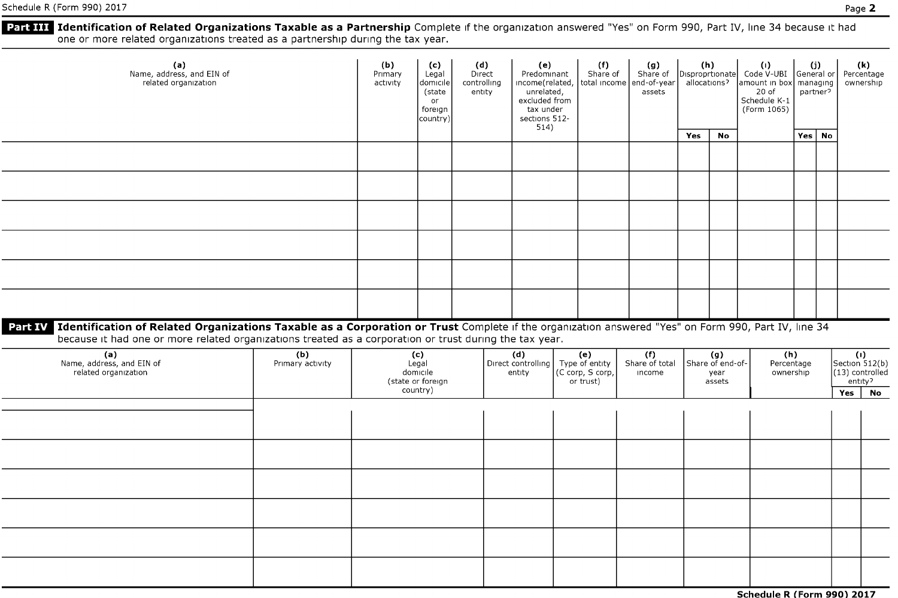## Part III Identification of Related Organizations Taxable as a Partnership

Complete if the organization answered "Yes" on Form 990, Part IV, line 34 because it had one or more related organizations treated as a partnership during the tax year.

| (a) Name, address, and EIN of related organization | (b) Primary activity | (c) Legal domicile (state or foreign country) | (d) Direct controlling entity | (e) Predominant income(related, unrelated, excluded from tax under sections 512-514) | (f) Share of total income | (g) Share of end-of-year assets | (h) Disproprtionate allocations? | | (i) Code V-UBI amount in box 20 of Schedule K-1 (Form 1065) | (j) General or managing partner? | | (k) Percentage ownership |
|---|---|---|---|---|---|---|---|---|---|---|---|---|
| | | | | | | | Yes | No | | Yes | No | |
| | | | | | | | | | | | | |
| | | | | | | | | | | | | |
| | | | | | | | | | | | | |
| | | | | | | | | | | | | |
| | | | | | | | | | | | | |
| | | | | | | | | | | | | |

## Part IV Identification of Related Organizations Taxable as a Corporation or Trust

Complete if the organization answered "Yes" on Form 990, Part IV, line 34 because it had one or more related organizations treated as a corporation or trust during the tax year.

| (a) Name, address, and EIN of related organization | (b) Primary activity | (c) Legal domicile (state or foreign country) | (d) Direct controlling entity | (e) Type of entity (C corp, S corp, or trust) | (f) Share of total income | (g) Share of end-of-year assets | (h) Percentage ownership | (i) Section 512(b)(13) controlled entity? | |
|---|---|---|---|---|---|---|---|---|---|
| | | | | | | | | Yes | No |
| | | | | | | | | | |
| | | | | | | | | | |
| | | | | | | | | | |
| | | | | | | | | | |
| | | | | | | | | | |
| | | | | | | | | | |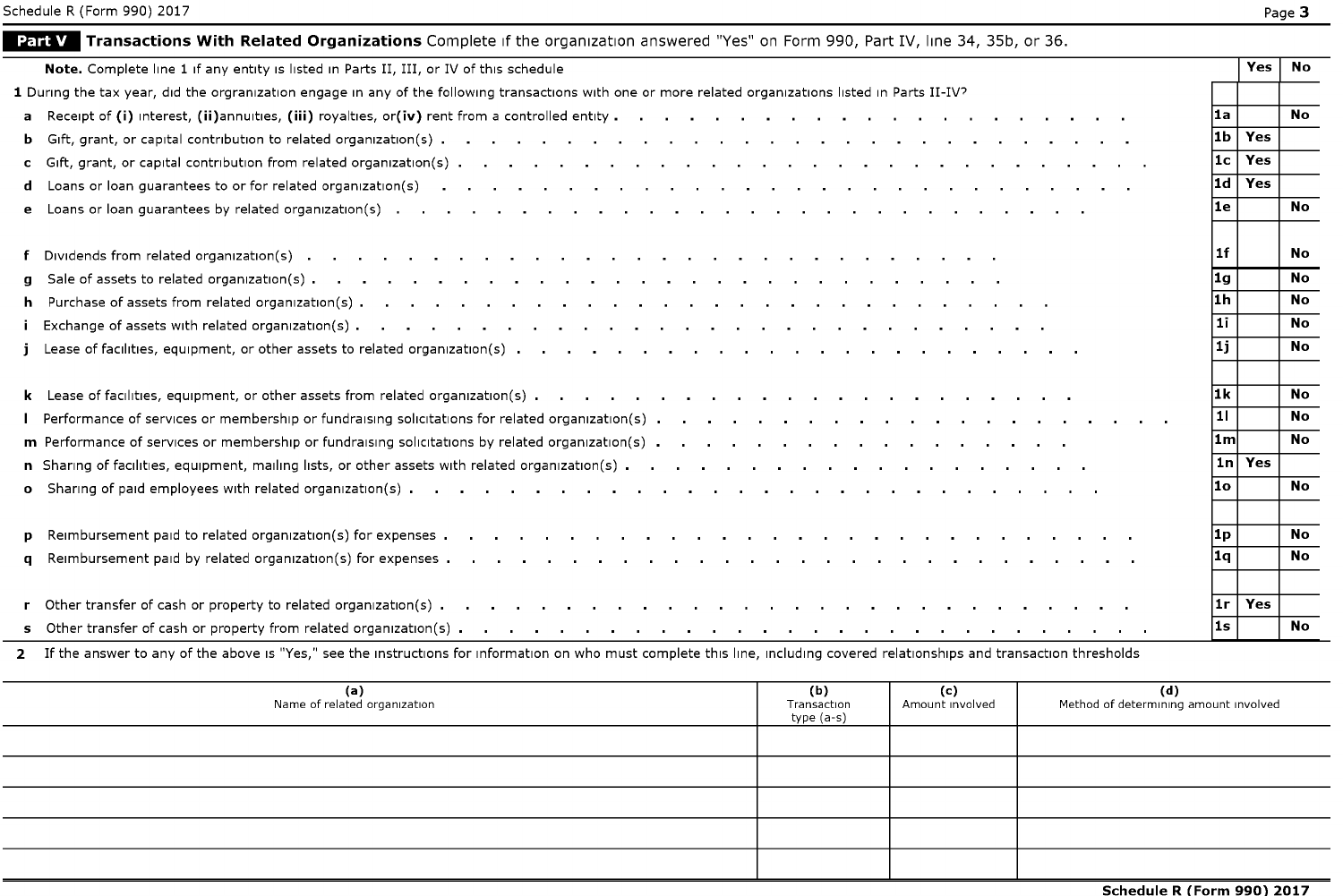## Part V Transactions With Related Organizations

Complete if the organization answered "Yes" on Form 990, Part IV, line 34, 35b, or 36.

| **Note.** Complete line 1 if any entity is listed in Parts II, III, or IV of this schedule | | Yes | No |
|---|---|---|---|
| **1** During the tax year, did the orgranization engage in any of the following transactions with one or more related organizations listed in Parts II-IV? | | | |
| **a** Receipt of **(i)** interest, **(ii)** annuities, **(iii)** royalties, or **(iv)** rent from a controlled entity | 1a | | No |
| **b** Gift, grant, or capital contribution to related organization(s) | 1b | Yes | |
| **c** Gift, grant, or capital contribution from related organization(s) | 1c | Yes | |
| **d** Loans or loan guarantees to or for related organization(s) | 1d | Yes | |
| **e** Loans or loan guarantees by related organization(s) | 1e | | No |
| **f** Dividends from related organization(s) | 1f | | No |
| **g** Sale of assets to related organization(s) | 1g | | No |
| **h** Purchase of assets from related organization(s) | 1h | | No |
| **i** Exchange of assets with related organization(s) | 1i | | No |
| **j** Lease of facilities, equipment, or other assets to related organization(s) | 1j | | No |
| **k** Lease of facilities, equipment, or other assets from related organization(s) | 1k | | No |
| **l** Performance of services or membership or fundraising solicitations for related organization(s) | 1l | | No |
| **m** Performance of services or membership or fundraising solicitations by related organization(s) | 1m | | No |
| **n** Sharing of facilities, equipment, mailing lists, or other assets with related organization(s) | 1n | Yes | |
| **o** Sharing of paid employees with related organization(s) | 1o | | No |
| **p** Reimbursement paid to related organization(s) for expenses | 1p | | No |
| **q** Reimbursement paid by related organization(s) for expenses | 1q | | No |
| **r** Other transfer of cash or property to related organization(s) | 1r | Yes | |
| **s** Other transfer of cash or property from related organization(s) | 1s | | No |

**2** If the answer to any of the above is "Yes," see the instructions for information on who must complete this line, including covered relationships and transaction thresholds

| (a) Name of related organization | (b) Transaction type (a-s) | (c) Amount involved | (d) Method of determining amount involved |
|---|---|---|---|
| | | | |
| | | | |
| | | | |
| | | | |
| | | | |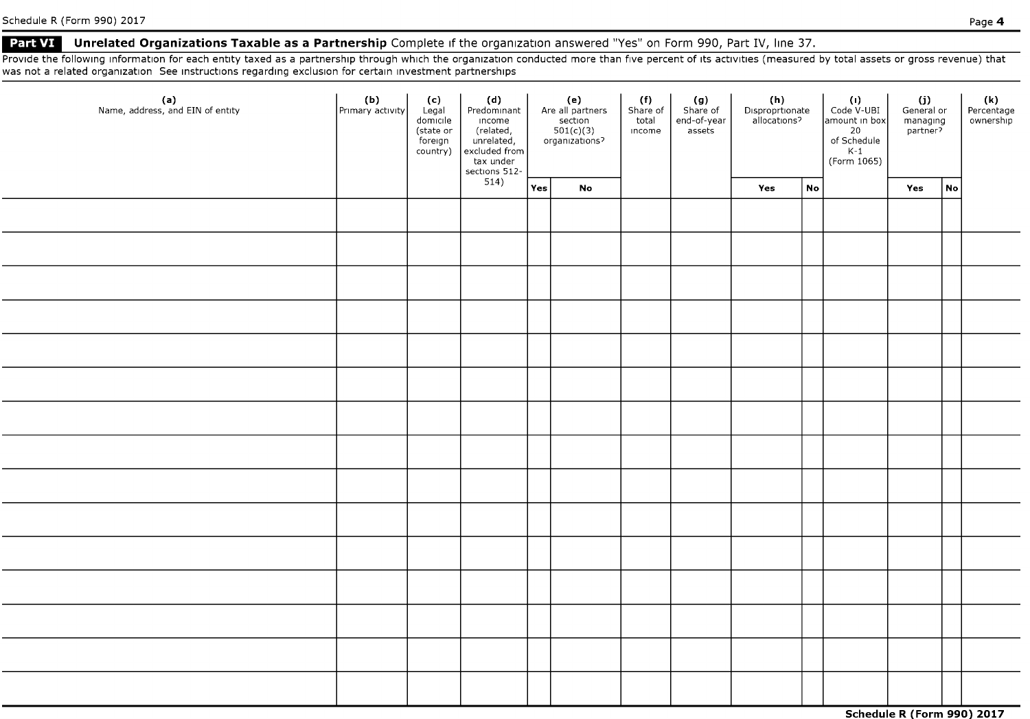## Part VI Unrelated Organizations Taxable as a Partnership Complete if the organization answered "Yes" on Form 990, Part IV, line 37.

Provide the following information for each entity taxed as a partnership through which the organization conducted more than five percent of its activities (measured by total assets or gross revenue) that was not a related organization See instructions regarding exclusion for certain investment partnerships

| (a) Name, address, and EIN of entity | (b) Primary activity | (c) Legal domicile (state or foreign country) | (d) Predominant income (related, unrelated, excluded from tax under sections 512-514) | (e) Are all partners section 501(c)(3) organizations? | | (f) Share of total income | (g) Share of end-of-year assets | (h) Disproprtionate allocations? | | (i) Code V-UBI amount in box 20 of Schedule K-1 (Form 1065) | (j) General or managing partner? | | (k) Percentage ownership |
|---|---|---|---|---|---|---|---|---|---|---|---|---|---|
| | | | | Yes | No | | | Yes | No | | Yes | No | |
| | | | | | | | | | | | | | |
| | | | | | | | | | | | | | |
| | | | | | | | | | | | | | |
| | | | | | | | | | | | | | |
| | | | | | | | | | | | | | |
| | | | | | | | | | | | | | |
| | | | | | | | | | | | | | |
| | | | | | | | | | | | | | |
| | | | | | | | | | | | | | |
| | | | | | | | | | | | | | |
| | | | | | | | | | | | | | |
| | | | | | | | | | | | | | |
| | | | | | | | | | | | | | |
| | | | | | | | | | | | | | |
| | | | | | | | | | | | | | |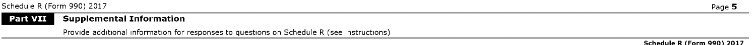## Part VII Supplemental Information

Provide additional information for responses to questions on Schedule R (see instructions)